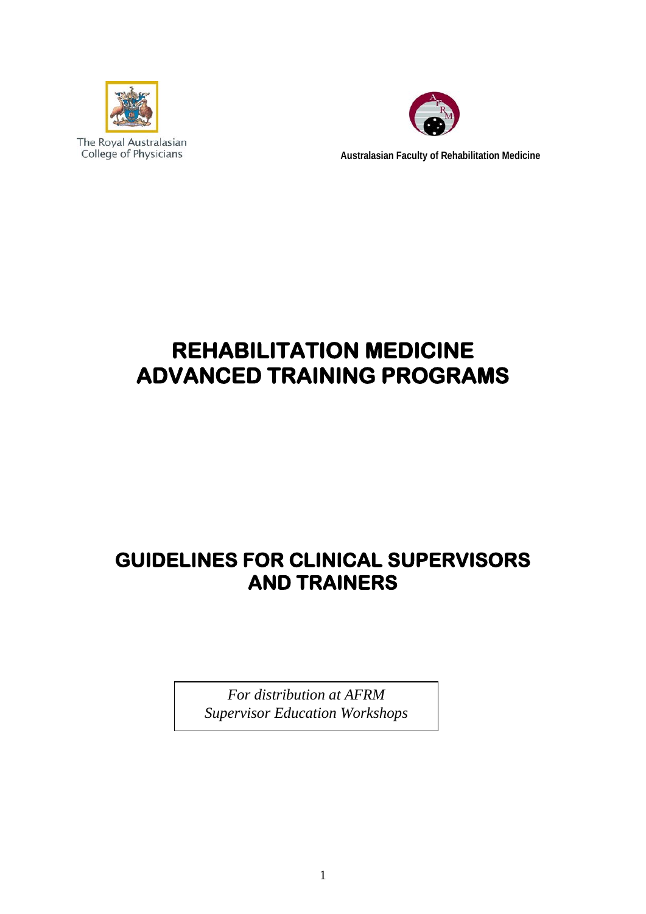The Royal Australasian College of Physicians

Australasian Faculty of Rehabilitation Medicine

# REHABILITATION MEDICINE ADVANCED TRAINING PROGRAMS

## GUIDELINES FOR CLINICAL SUPERVISORS AND TRAINERS

*For distribution at AFRM Supervisor Education Workshops*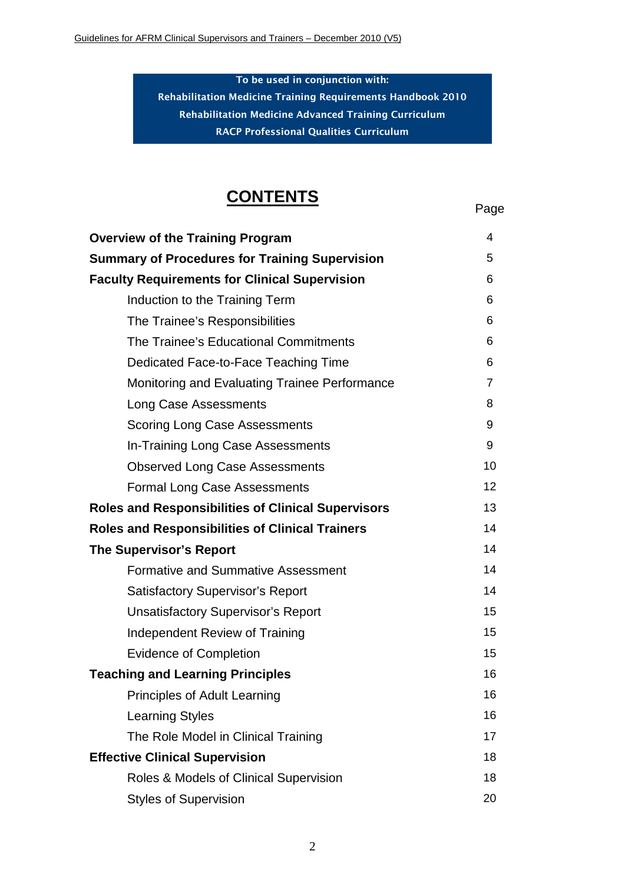To be used in conjunction with:
Rehabilitation Medicine Training Requirements Handbook 2010
Rehabilitation Medicine Advanced Training Curriculum
RACP Professional Qualities Curriculum

# CONTENTS

| | Page |
|---|---|
| **Overview of the Training Program** | 4 |
| **Summary of Procedures for Training Supervision** | 5 |
| **Faculty Requirements for Clinical Supervision** | 6 |
| Induction to the Training Term | 6 |
| The Trainee's Responsibilities | 6 |
| The Trainee's Educational Commitments | 6 |
| Dedicated Face-to-Face Teaching Time | 6 |
| Monitoring and Evaluating Trainee Performance | 7 |
| Long Case Assessments | 8 |
| Scoring Long Case Assessments | 9 |
| In-Training Long Case Assessments | 9 |
| Observed Long Case Assessments | 10 |
| Formal Long Case Assessments | 12 |
| **Roles and Responsibilities of Clinical Supervisors** | 13 |
| **Roles and Responsibilities of Clinical Trainers** | 14 |
| **The Supervisor's Report** | 14 |
| Formative and Summative Assessment | 14 |
| Satisfactory Supervisor's Report | 14 |
| Unsatisfactory Supervisor's Report | 15 |
| Independent Review of Training | 15 |
| Evidence of Completion | 15 |
| **Teaching and Learning Principles** | 16 |
| Principles of Adult Learning | 16 |
| Learning Styles | 16 |
| The Role Model in Clinical Training | 17 |
| **Effective Clinical Supervision** | 18 |
| Roles & Models of Clinical Supervision | 18 |
| Styles of Supervision | 20 |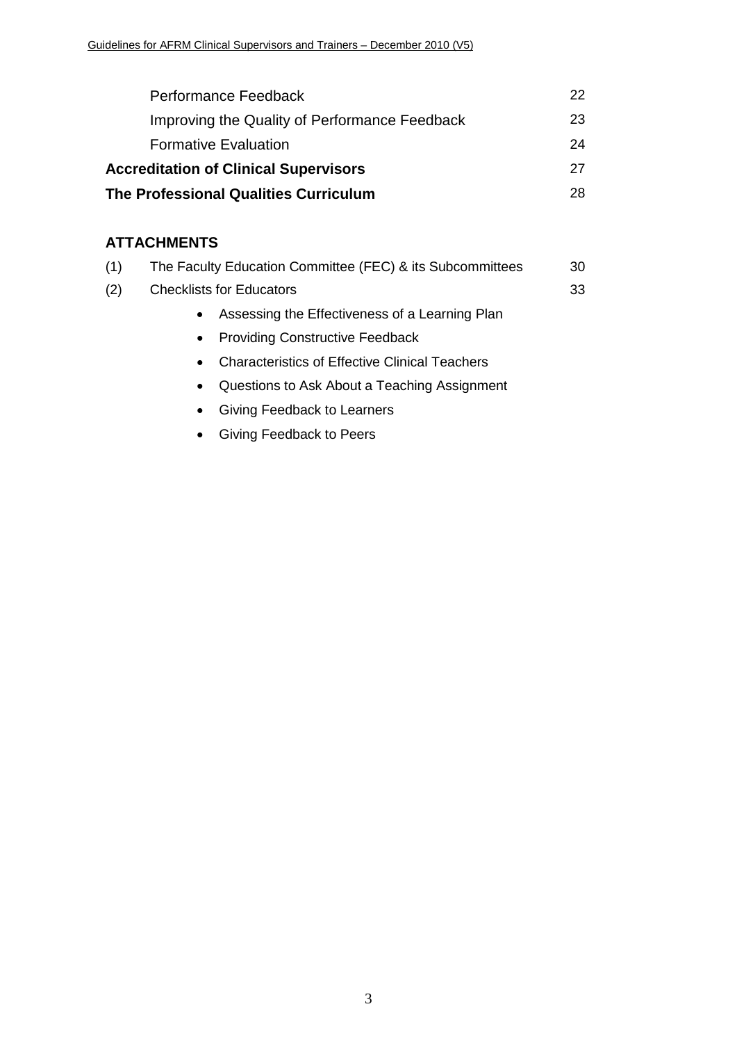| | |
|---|---|
| Performance Feedback | 22 |
| Improving the Quality of Performance Feedback | 23 |
| Formative Evaluation | 24 |
| **Accreditation of Clinical Supervisors** | 27 |
| **The Professional Qualities Curriculum** | 28 |

## ATTACHMENTS

| | | |
|---|---|---|
| (1) | The Faculty Education Committee (FEC) & its Subcommittees | 30 |
| (2) | Checklists for Educators | 33 |

- Assessing the Effectiveness of a Learning Plan
- Providing Constructive Feedback
- Characteristics of Effective Clinical Teachers
- Questions to Ask About a Teaching Assignment
- Giving Feedback to Learners
- Giving Feedback to Peers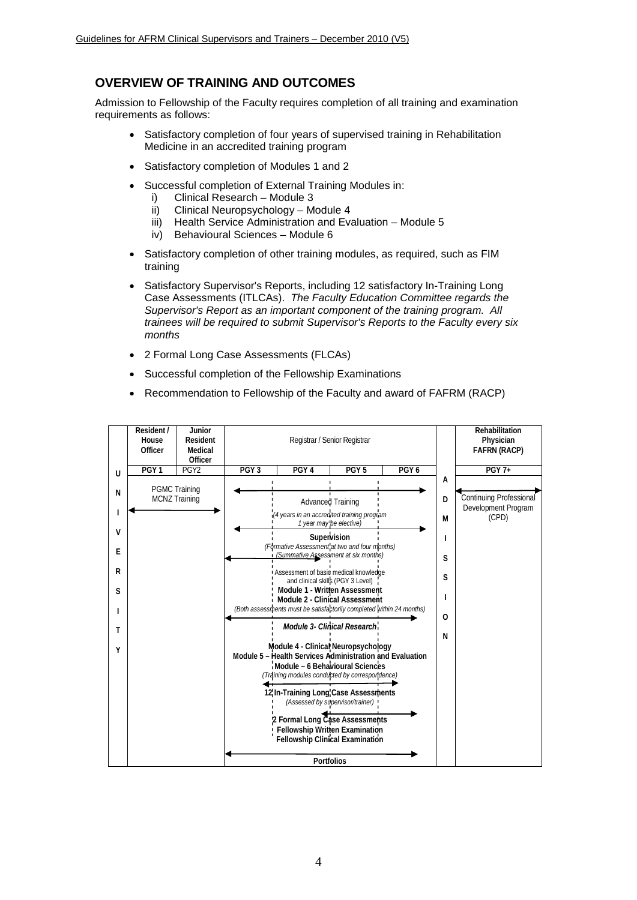## OVERVIEW OF TRAINING AND OUTCOMES

Admission to Fellowship of the Faculty requires completion of all training and examination requirements as follows:

- Satisfactory completion of four years of supervised training in Rehabilitation Medicine in an accredited training program
- Satisfactory completion of Modules 1 and 2
- Successful completion of External Training Modules in:
  - i) Clinical Research – Module 3
  - ii) Clinical Neuropsychology – Module 4
  - iii) Health Service Administration and Evaluation – Module 5
  - iv) Behavioural Sciences – Module 6
- Satisfactory completion of other training modules, as required, such as FIM training
- Satisfactory Supervisor's Reports, including 12 satisfactory In-Training Long Case Assessments (ITLCAs). *The Faculty Education Committee regards the Supervisor's Report as an important component of the training program. All trainees will be required to submit Supervisor's Reports to the Faculty every six months*
- 2 Formal Long Case Assessments (FLCAs)
- Successful completion of the Fellowship Examinations
- Recommendation to Fellowship of the Faculty and award of FAFRM (RACP)

UNIVERSITY

Resident / House Officer

Junior Resident Medical Officer

Registrar / Senior Registrar

Rehabilitation Physician FAFRN (RACP)

PGY 1 | PGY2 | PGY 3 | PGY 4 | PGY 5 | PGY 6 | PGY 7+

PGMC Training
MCNZ Training

Advanced Training
*(4 years in an accredited training program 1 year may be elective)*

**Supervision**
*(Formative Assessment at two and four months)*
*(Summative Assessment at six months)*

Assessment of basic medical knowledge and clinical skills (PGY 3 Level)
**Module 1 - Written Assessment**
**Module 2 - Clinical Assessment**
*(Both assessments must be satisfactorily completed within 24 months)*

***Module 3- Clinical Research***

**Module 4 - Clinical Neuropsychology**
**Module 5 – Health Services Administration and Evaluation**
**Module – 6 Behavioural Sciences**
*(Training modules conducted by correspondence)*

**12 In-Training Long Case Assessments**
*(Assessed by supervisor/trainer)*

**2 Formal Long Case Assessments**
**Fellowship Written Examination**
**Fellowship Clinical Examination**

**Portfolios**

ADMISSION

Continuing Professional Development Program (CPD)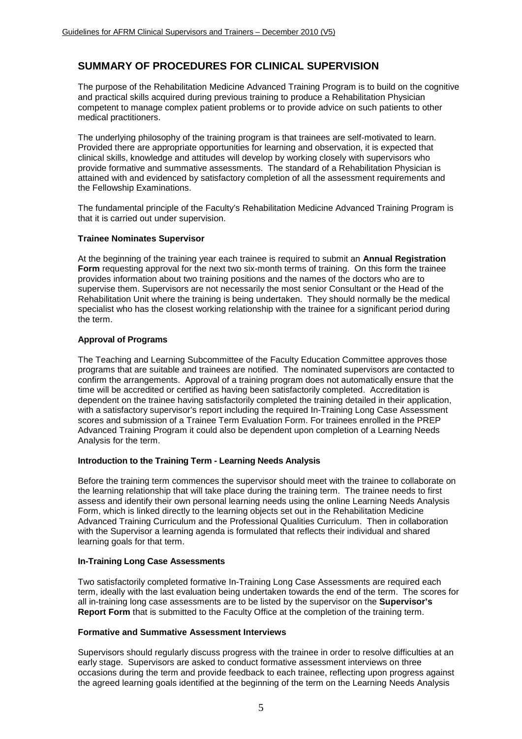## SUMMARY OF PROCEDURES FOR CLINICAL SUPERVISION

The purpose of the Rehabilitation Medicine Advanced Training Program is to build on the cognitive and practical skills acquired during previous training to produce a Rehabilitation Physician competent to manage complex patient problems or to provide advice on such patients to other medical practitioners.

The underlying philosophy of the training program is that trainees are self-motivated to learn. Provided there are appropriate opportunities for learning and observation, it is expected that clinical skills, knowledge and attitudes will develop by working closely with supervisors who provide formative and summative assessments. The standard of a Rehabilitation Physician is attained with and evidenced by satisfactory completion of all the assessment requirements and the Fellowship Examinations.

The fundamental principle of the Faculty's Rehabilitation Medicine Advanced Training Program is that it is carried out under supervision.

**Trainee Nominates Supervisor**

At the beginning of the training year each trainee is required to submit an **Annual Registration Form** requesting approval for the next two six-month terms of training. On this form the trainee provides information about two training positions and the names of the doctors who are to supervise them. Supervisors are not necessarily the most senior Consultant or the Head of the Rehabilitation Unit where the training is being undertaken. They should normally be the medical specialist who has the closest working relationship with the trainee for a significant period during the term.

**Approval of Programs**

The Teaching and Learning Subcommittee of the Faculty Education Committee approves those programs that are suitable and trainees are notified. The nominated supervisors are contacted to confirm the arrangements. Approval of a training program does not automatically ensure that the time will be accredited or certified as having been satisfactorily completed. Accreditation is dependent on the trainee having satisfactorily completed the training detailed in their application, with a satisfactory supervisor's report including the required In-Training Long Case Assessment scores and submission of a Trainee Term Evaluation Form. For trainees enrolled in the PREP Advanced Training Program it could also be dependent upon completion of a Learning Needs Analysis for the term.

**Introduction to the Training Term - Learning Needs Analysis**

Before the training term commences the supervisor should meet with the trainee to collaborate on the learning relationship that will take place during the training term. The trainee needs to first assess and identify their own personal learning needs using the online Learning Needs Analysis Form, which is linked directly to the learning objects set out in the Rehabilitation Medicine Advanced Training Curriculum and the Professional Qualities Curriculum. Then in collaboration with the Supervisor a learning agenda is formulated that reflects their individual and shared learning goals for that term.

**In-Training Long Case Assessments**

Two satisfactorily completed formative In-Training Long Case Assessments are required each term, ideally with the last evaluation being undertaken towards the end of the term. The scores for all in-training long case assessments are to be listed by the supervisor on the **Supervisor's Report Form** that is submitted to the Faculty Office at the completion of the training term.

**Formative and Summative Assessment Interviews**

Supervisors should regularly discuss progress with the trainee in order to resolve difficulties at an early stage. Supervisors are asked to conduct formative assessment interviews on three occasions during the term and provide feedback to each trainee, reflecting upon progress against the agreed learning goals identified at the beginning of the term on the Learning Needs Analysis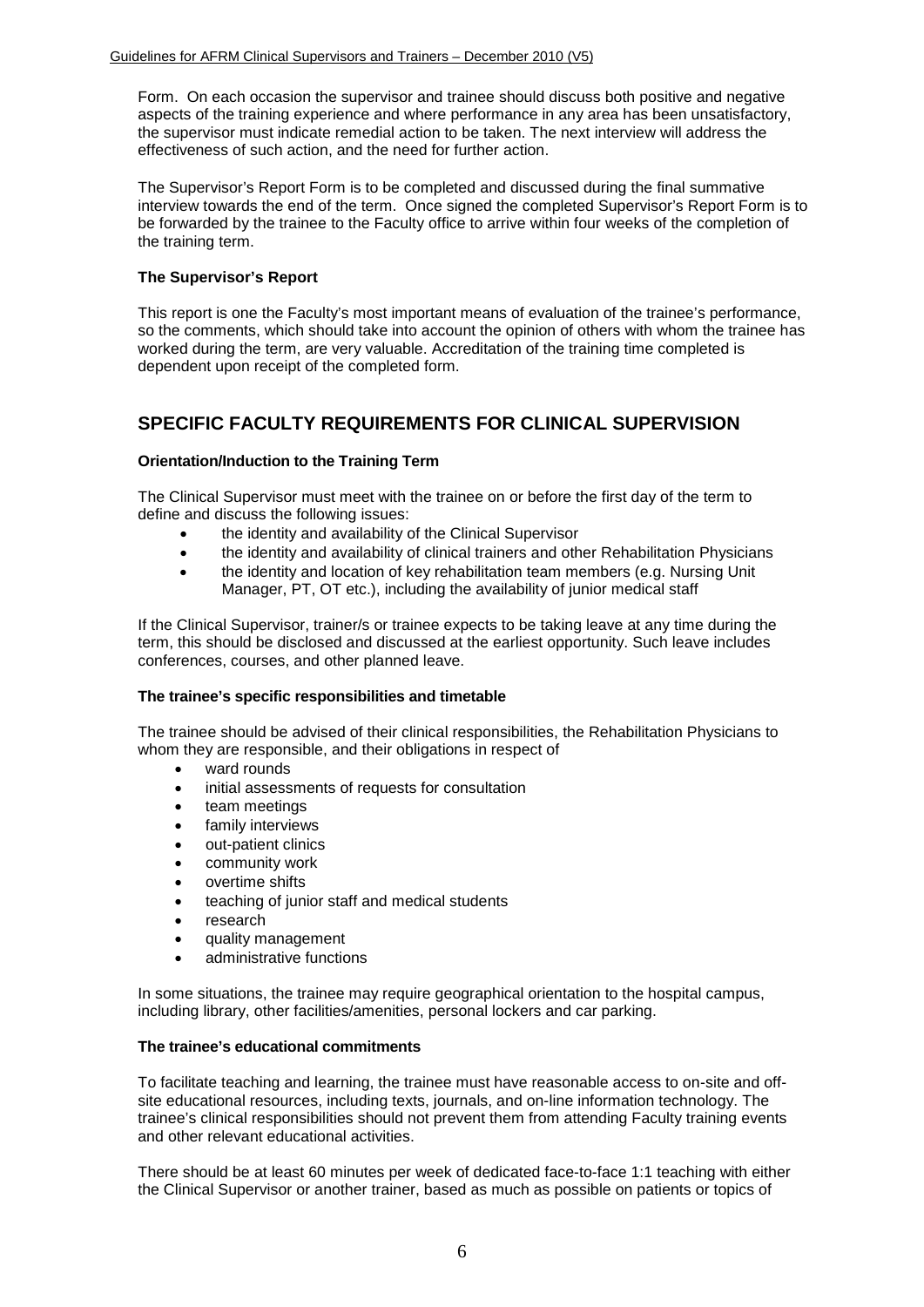Form. On each occasion the supervisor and trainee should discuss both positive and negative aspects of the training experience and where performance in any area has been unsatisfactory, the supervisor must indicate remedial action to be taken. The next interview will address the effectiveness of such action, and the need for further action.

The Supervisor's Report Form is to be completed and discussed during the final summative interview towards the end of the term. Once signed the completed Supervisor's Report Form is to be forwarded by the trainee to the Faculty office to arrive within four weeks of the completion of the training term.

### The Supervisor's Report

This report is one the Faculty's most important means of evaluation of the trainee's performance, so the comments, which should take into account the opinion of others with whom the trainee has worked during the term, are very valuable. Accreditation of the training time completed is dependent upon receipt of the completed form.

## SPECIFIC FACULTY REQUIREMENTS FOR CLINICAL SUPERVISION

### Orientation/Induction to the Training Term

The Clinical Supervisor must meet with the trainee on or before the first day of the term to define and discuss the following issues:

- the identity and availability of the Clinical Supervisor
- the identity and availability of clinical trainers and other Rehabilitation Physicians
- the identity and location of key rehabilitation team members (e.g. Nursing Unit Manager, PT, OT etc.), including the availability of junior medical staff

If the Clinical Supervisor, trainer/s or trainee expects to be taking leave at any time during the term, this should be disclosed and discussed at the earliest opportunity. Such leave includes conferences, courses, and other planned leave.

### The trainee's specific responsibilities and timetable

The trainee should be advised of their clinical responsibilities, the Rehabilitation Physicians to whom they are responsible, and their obligations in respect of

- ward rounds
- initial assessments of requests for consultation
- team meetings
- family interviews
- out-patient clinics
- community work
- overtime shifts
- teaching of junior staff and medical students
- research
- quality management
- administrative functions

In some situations, the trainee may require geographical orientation to the hospital campus, including library, other facilities/amenities, personal lockers and car parking.

### The trainee's educational commitments

To facilitate teaching and learning, the trainee must have reasonable access to on-site and off-site educational resources, including texts, journals, and on-line information technology. The trainee's clinical responsibilities should not prevent them from attending Faculty training events and other relevant educational activities.

There should be at least 60 minutes per week of dedicated face-to-face 1:1 teaching with either the Clinical Supervisor or another trainer, based as much as possible on patients or topics of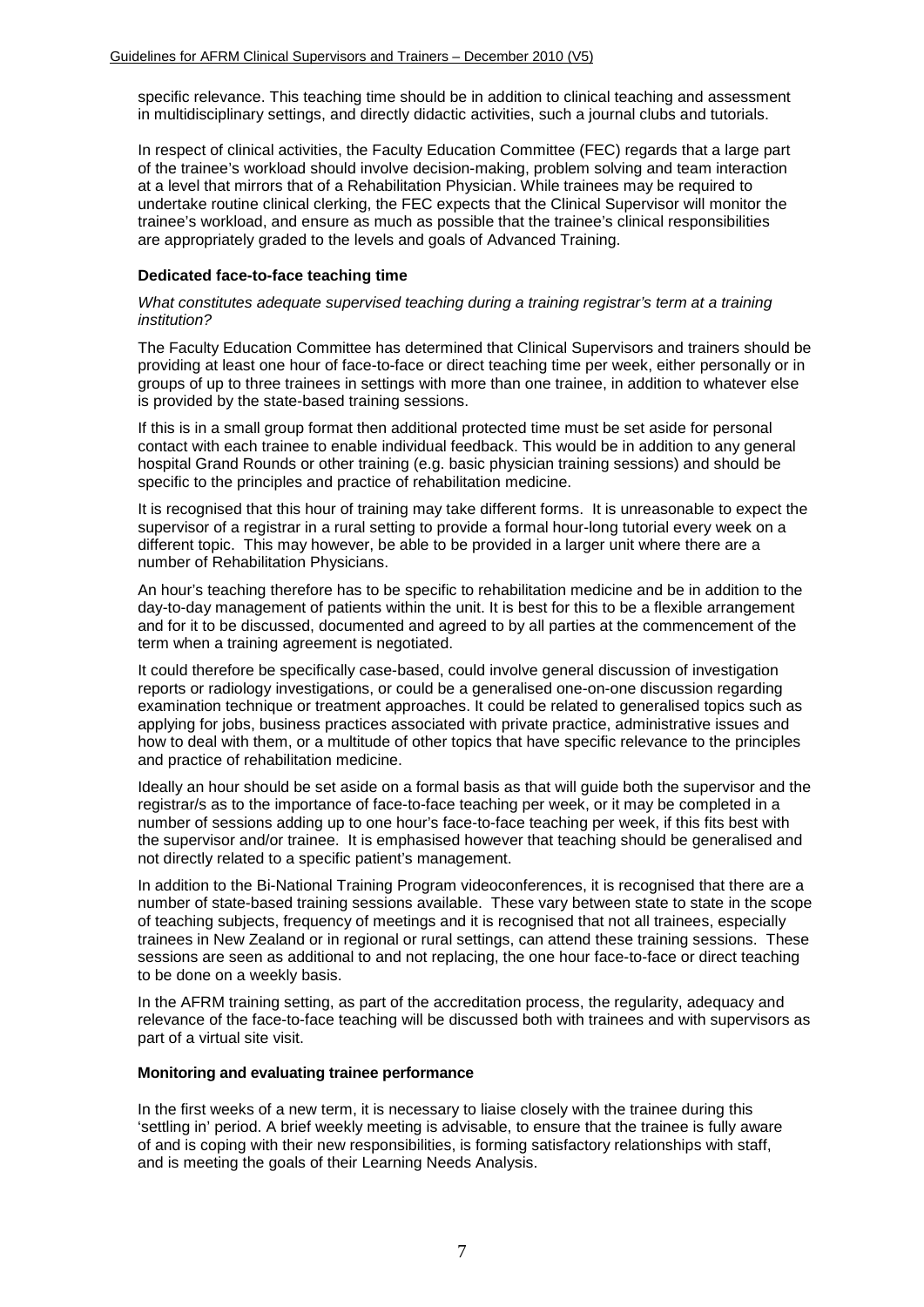specific relevance. This teaching time should be in addition to clinical teaching and assessment in multidisciplinary settings, and directly didactic activities, such a journal clubs and tutorials.

In respect of clinical activities, the Faculty Education Committee (FEC) regards that a large part of the trainee's workload should involve decision-making, problem solving and team interaction at a level that mirrors that of a Rehabilitation Physician. While trainees may be required to undertake routine clinical clerking, the FEC expects that the Clinical Supervisor will monitor the trainee's workload, and ensure as much as possible that the trainee's clinical responsibilities are appropriately graded to the levels and goals of Advanced Training.

### Dedicated face-to-face teaching time

*What constitutes adequate supervised teaching during a training registrar's term at a training institution?*

The Faculty Education Committee has determined that Clinical Supervisors and trainers should be providing at least one hour of face-to-face or direct teaching time per week, either personally or in groups of up to three trainees in settings with more than one trainee, in addition to whatever else is provided by the state-based training sessions.

If this is in a small group format then additional protected time must be set aside for personal contact with each trainee to enable individual feedback. This would be in addition to any general hospital Grand Rounds or other training (e.g. basic physician training sessions) and should be specific to the principles and practice of rehabilitation medicine.

It is recognised that this hour of training may take different forms. It is unreasonable to expect the supervisor of a registrar in a rural setting to provide a formal hour-long tutorial every week on a different topic. This may however, be able to be provided in a larger unit where there are a number of Rehabilitation Physicians.

An hour's teaching therefore has to be specific to rehabilitation medicine and be in addition to the day-to-day management of patients within the unit. It is best for this to be a flexible arrangement and for it to be discussed, documented and agreed to by all parties at the commencement of the term when a training agreement is negotiated.

It could therefore be specifically case-based, could involve general discussion of investigation reports or radiology investigations, or could be a generalised one-on-one discussion regarding examination technique or treatment approaches. It could be related to generalised topics such as applying for jobs, business practices associated with private practice, administrative issues and how to deal with them, or a multitude of other topics that have specific relevance to the principles and practice of rehabilitation medicine.

Ideally an hour should be set aside on a formal basis as that will guide both the supervisor and the registrar/s as to the importance of face-to-face teaching per week, or it may be completed in a number of sessions adding up to one hour's face-to-face teaching per week, if this fits best with the supervisor and/or trainee. It is emphasised however that teaching should be generalised and not directly related to a specific patient's management.

In addition to the Bi-National Training Program videoconferences, it is recognised that there are a number of state-based training sessions available. These vary between state to state in the scope of teaching subjects, frequency of meetings and it is recognised that not all trainees, especially trainees in New Zealand or in regional or rural settings, can attend these training sessions. These sessions are seen as additional to and not replacing, the one hour face-to-face or direct teaching to be done on a weekly basis.

In the AFRM training setting, as part of the accreditation process, the regularity, adequacy and relevance of the face-to-face teaching will be discussed both with trainees and with supervisors as part of a virtual site visit.

### Monitoring and evaluating trainee performance

In the first weeks of a new term, it is necessary to liaise closely with the trainee during this 'settling in' period. A brief weekly meeting is advisable, to ensure that the trainee is fully aware of and is coping with their new responsibilities, is forming satisfactory relationships with staff, and is meeting the goals of their Learning Needs Analysis.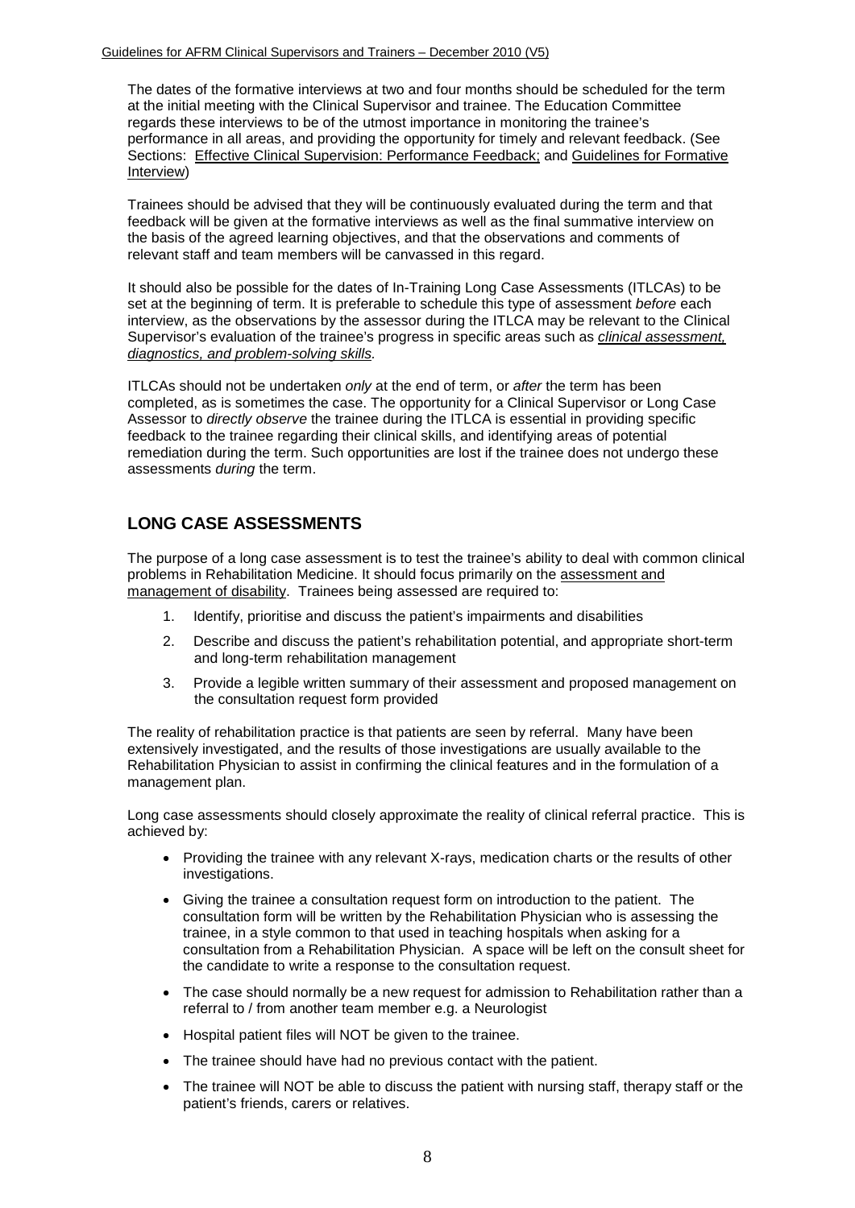The dates of the formative interviews at two and four months should be scheduled for the term at the initial meeting with the Clinical Supervisor and trainee. The Education Committee regards these interviews to be of the utmost importance in monitoring the trainee's performance in all areas, and providing the opportunity for timely and relevant feedback. (See Sections: Effective Clinical Supervision: Performance Feedback; and Guidelines for Formative Interview)

Trainees should be advised that they will be continuously evaluated during the term and that feedback will be given at the formative interviews as well as the final summative interview on the basis of the agreed learning objectives, and that the observations and comments of relevant staff and team members will be canvassed in this regard.

It should also be possible for the dates of In-Training Long Case Assessments (ITLCAs) to be set at the beginning of term. It is preferable to schedule this type of assessment *before* each interview, as the observations by the assessor during the ITLCA may be relevant to the Clinical Supervisor's evaluation of the trainee's progress in specific areas such as *clinical assessment, diagnostics, and problem-solving skills.*

ITLCAs should not be undertaken *only* at the end of term, or *after* the term has been completed, as is sometimes the case. The opportunity for a Clinical Supervisor or Long Case Assessor to *directly observe* the trainee during the ITLCA is essential in providing specific feedback to the trainee regarding their clinical skills, and identifying areas of potential remediation during the term. Such opportunities are lost if the trainee does not undergo these assessments *during* the term.

## LONG CASE ASSESSMENTS

The purpose of a long case assessment is to test the trainee's ability to deal with common clinical problems in Rehabilitation Medicine. It should focus primarily on the assessment and management of disability. Trainees being assessed are required to:

1. Identify, prioritise and discuss the patient's impairments and disabilities
2. Describe and discuss the patient's rehabilitation potential, and appropriate short-term and long-term rehabilitation management
3. Provide a legible written summary of their assessment and proposed management on the consultation request form provided

The reality of rehabilitation practice is that patients are seen by referral. Many have been extensively investigated, and the results of those investigations are usually available to the Rehabilitation Physician to assist in confirming the clinical features and in the formulation of a management plan.

Long case assessments should closely approximate the reality of clinical referral practice. This is achieved by:

- Providing the trainee with any relevant X-rays, medication charts or the results of other investigations.
- Giving the trainee a consultation request form on introduction to the patient. The consultation form will be written by the Rehabilitation Physician who is assessing the trainee, in a style common to that used in teaching hospitals when asking for a consultation from a Rehabilitation Physician. A space will be left on the consult sheet for the candidate to write a response to the consultation request.
- The case should normally be a new request for admission to Rehabilitation rather than a referral to / from another team member e.g. a Neurologist
- Hospital patient files will NOT be given to the trainee.
- The trainee should have had no previous contact with the patient.
- The trainee will NOT be able to discuss the patient with nursing staff, therapy staff or the patient's friends, carers or relatives.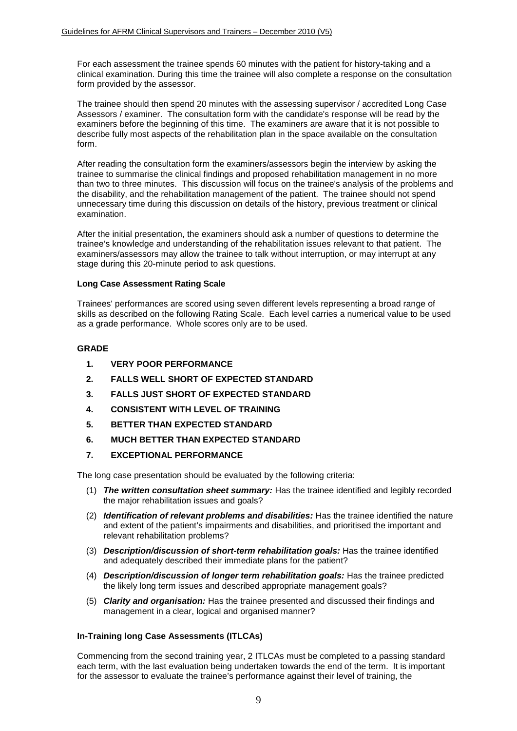For each assessment the trainee spends 60 minutes with the patient for history-taking and a clinical examination. During this time the trainee will also complete a response on the consultation form provided by the assessor.

The trainee should then spend 20 minutes with the assessing supervisor / accredited Long Case Assessors / examiner. The consultation form with the candidate's response will be read by the examiners before the beginning of this time. The examiners are aware that it is not possible to describe fully most aspects of the rehabilitation plan in the space available on the consultation form.

After reading the consultation form the examiners/assessors begin the interview by asking the trainee to summarise the clinical findings and proposed rehabilitation management in no more than two to three minutes. This discussion will focus on the trainee's analysis of the problems and the disability, and the rehabilitation management of the patient. The trainee should not spend unnecessary time during this discussion on details of the history, previous treatment or clinical examination.

After the initial presentation, the examiners should ask a number of questions to determine the trainee's knowledge and understanding of the rehabilitation issues relevant to that patient. The examiners/assessors may allow the trainee to talk without interruption, or may interrupt at any stage during this 20-minute period to ask questions.

**Long Case Assessment Rating Scale**

Trainees' performances are scored using seven different levels representing a broad range of skills as described on the following Rating Scale. Each level carries a numerical value to be used as a grade performance. Whole scores only are to be used.

**GRADE**

1. **VERY POOR PERFORMANCE**
2. **FALLS WELL SHORT OF EXPECTED STANDARD**
3. **FALLS JUST SHORT OF EXPECTED STANDARD**
4. **CONSISTENT WITH LEVEL OF TRAINING**
5. **BETTER THAN EXPECTED STANDARD**
6. **MUCH BETTER THAN EXPECTED STANDARD**
7. **EXCEPTIONAL PERFORMANCE**

The long case presentation should be evaluated by the following criteria:

(1) ***The written consultation sheet summary:*** Has the trainee identified and legibly recorded the major rehabilitation issues and goals?

(2) ***Identification of relevant problems and disabilities:*** Has the trainee identified the nature and extent of the patient's impairments and disabilities, and prioritised the important and relevant rehabilitation problems?

(3) ***Description/discussion of short-term rehabilitation goals:*** Has the trainee identified and adequately described their immediate plans for the patient?

(4) ***Description/discussion of longer term rehabilitation goals:*** Has the trainee predicted the likely long term issues and described appropriate management goals?

(5) ***Clarity and organisation:*** Has the trainee presented and discussed their findings and management in a clear, logical and organised manner?

**In-Training long Case Assessments (ITLCAs)**

Commencing from the second training year, 2 ITLCAs must be completed to a passing standard each term, with the last evaluation being undertaken towards the end of the term. It is important for the assessor to evaluate the trainee's performance against their level of training, the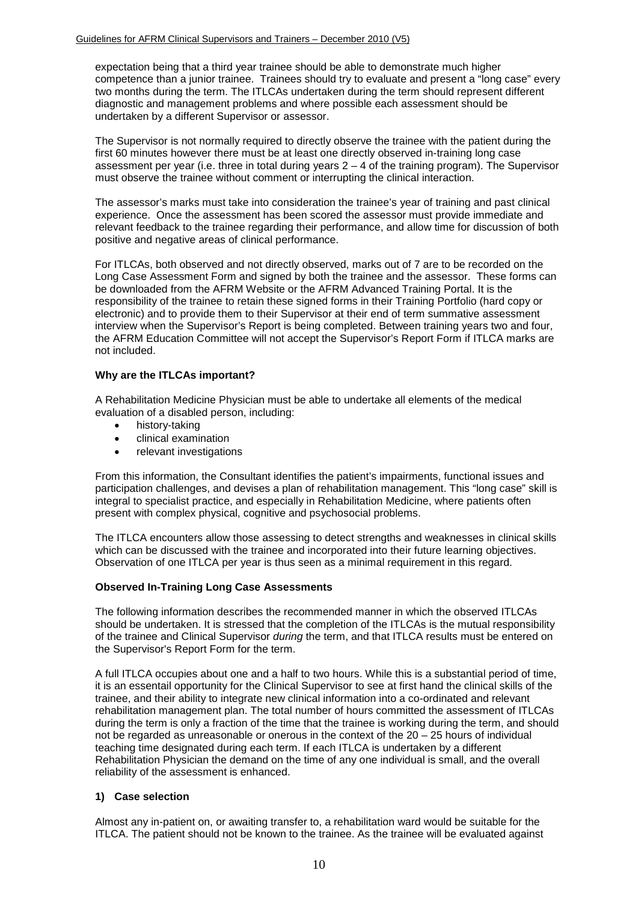expectation being that a third year trainee should be able to demonstrate much higher competence than a junior trainee. Trainees should try to evaluate and present a "long case" every two months during the term. The ITLCAs undertaken during the term should represent different diagnostic and management problems and where possible each assessment should be undertaken by a different Supervisor or assessor.

The Supervisor is not normally required to directly observe the trainee with the patient during the first 60 minutes however there must be at least one directly observed in-training long case assessment per year (i.e. three in total during years 2 – 4 of the training program). The Supervisor must observe the trainee without comment or interrupting the clinical interaction.

The assessor's marks must take into consideration the trainee's year of training and past clinical experience. Once the assessment has been scored the assessor must provide immediate and relevant feedback to the trainee regarding their performance, and allow time for discussion of both positive and negative areas of clinical performance.

For ITLCAs, both observed and not directly observed, marks out of 7 are to be recorded on the Long Case Assessment Form and signed by both the trainee and the assessor. These forms can be downloaded from the AFRM Website or the AFRM Advanced Training Portal. It is the responsibility of the trainee to retain these signed forms in their Training Portfolio (hard copy or electronic) and to provide them to their Supervisor at their end of term summative assessment interview when the Supervisor's Report is being completed. Between training years two and four, the AFRM Education Committee will not accept the Supervisor's Report Form if ITLCA marks are not included.

**Why are the ITLCAs important?**

A Rehabilitation Medicine Physician must be able to undertake all elements of the medical evaluation of a disabled person, including:

- history-taking
- clinical examination
- relevant investigations

From this information, the Consultant identifies the patient's impairments, functional issues and participation challenges, and devises a plan of rehabilitation management. This "long case" skill is integral to specialist practice, and especially in Rehabilitation Medicine, where patients often present with complex physical, cognitive and psychosocial problems.

The ITLCA encounters allow those assessing to detect strengths and weaknesses in clinical skills which can be discussed with the trainee and incorporated into their future learning objectives. Observation of one ITLCA per year is thus seen as a minimal requirement in this regard.

**Observed In-Training Long Case Assessments**

The following information describes the recommended manner in which the observed ITLCAs should be undertaken. It is stressed that the completion of the ITLCAs is the mutual responsibility of the trainee and Clinical Supervisor *during* the term, and that ITLCA results must be entered on the Supervisor's Report Form for the term.

A full ITLCA occupies about one and a half to two hours. While this is a substantial period of time, it is an essentail opportunity for the Clinical Supervisor to see at first hand the clinical skills of the trainee, and their ability to integrate new clinical information into a co-ordinated and relevant rehabilitation management plan. The total number of hours committed the assessment of ITLCAs during the term is only a fraction of the time that the trainee is working during the term, and should not be regarded as unreasonable or onerous in the context of the 20 – 25 hours of individual teaching time designated during each term. If each ITLCA is undertaken by a different Rehabilitation Physician the demand on the time of any one individual is small, and the overall reliability of the assessment is enhanced.

**1) Case selection**

Almost any in-patient on, or awaiting transfer to, a rehabilitation ward would be suitable for the ITLCA. The patient should not be known to the trainee. As the trainee will be evaluated against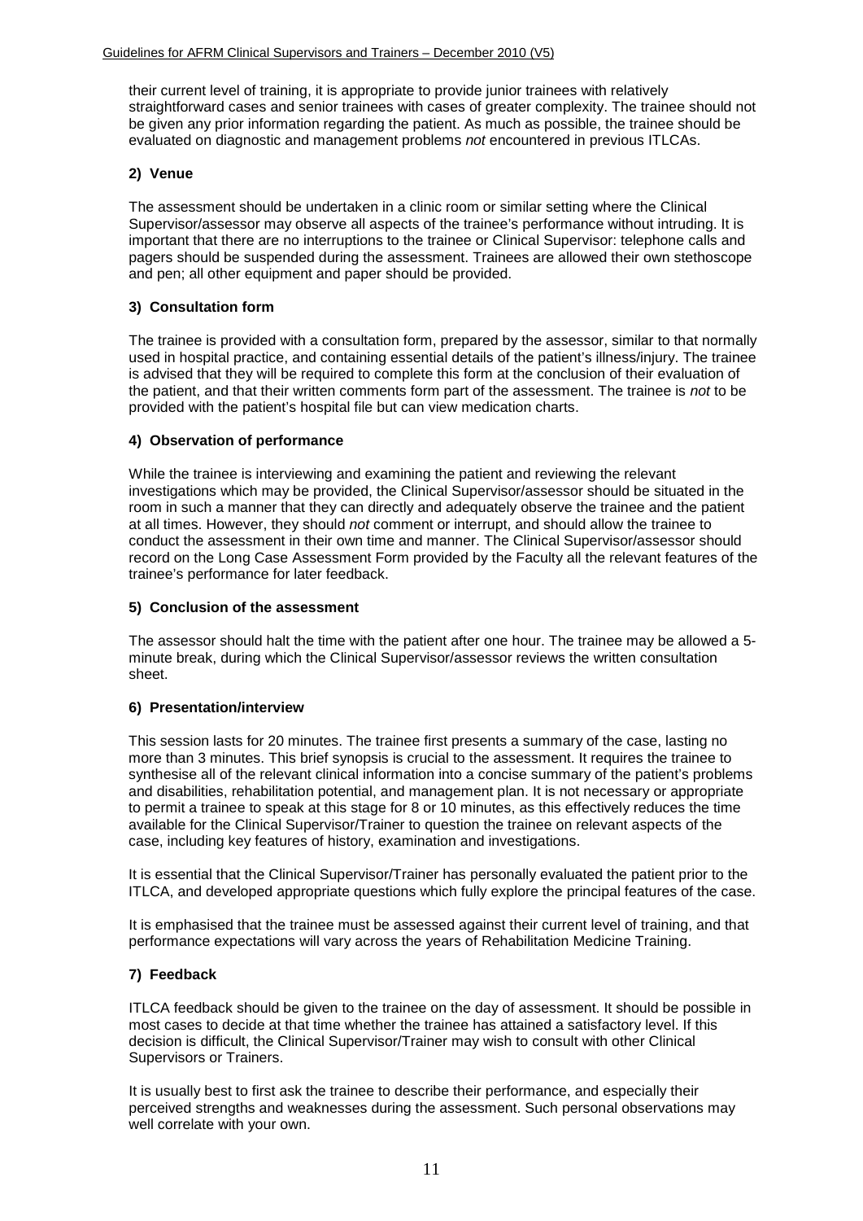their current level of training, it is appropriate to provide junior trainees with relatively straightforward cases and senior trainees with cases of greater complexity. The trainee should not be given any prior information regarding the patient. As much as possible, the trainee should be evaluated on diagnostic and management problems *not* encountered in previous ITLCAs.

### 2) Venue

The assessment should be undertaken in a clinic room or similar setting where the Clinical Supervisor/assessor may observe all aspects of the trainee's performance without intruding. It is important that there are no interruptions to the trainee or Clinical Supervisor: telephone calls and pagers should be suspended during the assessment. Trainees are allowed their own stethoscope and pen; all other equipment and paper should be provided.

### 3) Consultation form

The trainee is provided with a consultation form, prepared by the assessor, similar to that normally used in hospital practice, and containing essential details of the patient's illness/injury. The trainee is advised that they will be required to complete this form at the conclusion of their evaluation of the patient, and that their written comments form part of the assessment. The trainee is *not* to be provided with the patient's hospital file but can view medication charts.

### 4) Observation of performance

While the trainee is interviewing and examining the patient and reviewing the relevant investigations which may be provided, the Clinical Supervisor/assessor should be situated in the room in such a manner that they can directly and adequately observe the trainee and the patient at all times. However, they should *not* comment or interrupt, and should allow the trainee to conduct the assessment in their own time and manner. The Clinical Supervisor/assessor should record on the Long Case Assessment Form provided by the Faculty all the relevant features of the trainee's performance for later feedback.

### 5) Conclusion of the assessment

The assessor should halt the time with the patient after one hour. The trainee may be allowed a 5-minute break, during which the Clinical Supervisor/assessor reviews the written consultation sheet.

### 6) Presentation/interview

This session lasts for 20 minutes. The trainee first presents a summary of the case, lasting no more than 3 minutes. This brief synopsis is crucial to the assessment. It requires the trainee to synthesise all of the relevant clinical information into a concise summary of the patient's problems and disabilities, rehabilitation potential, and management plan. It is not necessary or appropriate to permit a trainee to speak at this stage for 8 or 10 minutes, as this effectively reduces the time available for the Clinical Supervisor/Trainer to question the trainee on relevant aspects of the case, including key features of history, examination and investigations.

It is essential that the Clinical Supervisor/Trainer has personally evaluated the patient prior to the ITLCA, and developed appropriate questions which fully explore the principal features of the case.

It is emphasised that the trainee must be assessed against their current level of training, and that performance expectations will vary across the years of Rehabilitation Medicine Training.

### 7) Feedback

ITLCA feedback should be given to the trainee on the day of assessment. It should be possible in most cases to decide at that time whether the trainee has attained a satisfactory level. If this decision is difficult, the Clinical Supervisor/Trainer may wish to consult with other Clinical Supervisors or Trainers.

It is usually best to first ask the trainee to describe their performance, and especially their perceived strengths and weaknesses during the assessment. Such personal observations may well correlate with your own.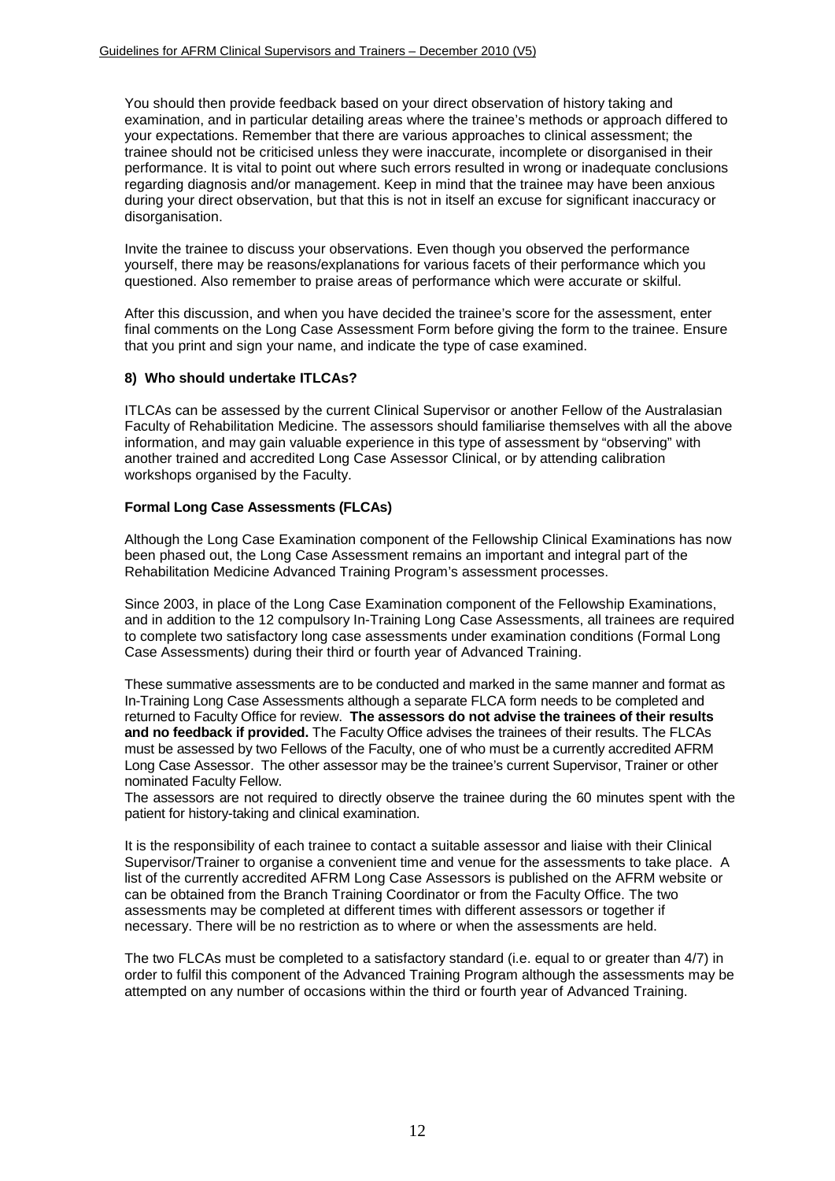You should then provide feedback based on your direct observation of history taking and examination, and in particular detailing areas where the trainee's methods or approach differed to your expectations. Remember that there are various approaches to clinical assessment; the trainee should not be criticised unless they were inaccurate, incomplete or disorganised in their performance. It is vital to point out where such errors resulted in wrong or inadequate conclusions regarding diagnosis and/or management. Keep in mind that the trainee may have been anxious during your direct observation, but that this is not in itself an excuse for significant inaccuracy or disorganisation.

Invite the trainee to discuss your observations. Even though you observed the performance yourself, there may be reasons/explanations for various facets of their performance which you questioned. Also remember to praise areas of performance which were accurate or skilful.

After this discussion, and when you have decided the trainee's score for the assessment, enter final comments on the Long Case Assessment Form before giving the form to the trainee. Ensure that you print and sign your name, and indicate the type of case examined.

### 8) Who should undertake ITLCAs?

ITLCAs can be assessed by the current Clinical Supervisor or another Fellow of the Australasian Faculty of Rehabilitation Medicine. The assessors should familiarise themselves with all the above information, and may gain valuable experience in this type of assessment by "observing" with another trained and accredited Long Case Assessor Clinical, or by attending calibration workshops organised by the Faculty.

### Formal Long Case Assessments (FLCAs)

Although the Long Case Examination component of the Fellowship Clinical Examinations has now been phased out, the Long Case Assessment remains an important and integral part of the Rehabilitation Medicine Advanced Training Program's assessment processes.

Since 2003, in place of the Long Case Examination component of the Fellowship Examinations, and in addition to the 12 compulsory In-Training Long Case Assessments, all trainees are required to complete two satisfactory long case assessments under examination conditions (Formal Long Case Assessments) during their third or fourth year of Advanced Training.

These summative assessments are to be conducted and marked in the same manner and format as In-Training Long Case Assessments although a separate FLCA form needs to be completed and returned to Faculty Office for review. **The assessors do not advise the trainees of their results and no feedback if provided.** The Faculty Office advises the trainees of their results. The FLCAs must be assessed by two Fellows of the Faculty, one of who must be a currently accredited AFRM Long Case Assessor. The other assessor may be the trainee's current Supervisor, Trainer or other nominated Faculty Fellow.

The assessors are not required to directly observe the trainee during the 60 minutes spent with the patient for history-taking and clinical examination.

It is the responsibility of each trainee to contact a suitable assessor and liaise with their Clinical Supervisor/Trainer to organise a convenient time and venue for the assessments to take place. A list of the currently accredited AFRM Long Case Assessors is published on the AFRM website or can be obtained from the Branch Training Coordinator or from the Faculty Office. The two assessments may be completed at different times with different assessors or together if necessary. There will be no restriction as to where or when the assessments are held.

The two FLCAs must be completed to a satisfactory standard (i.e. equal to or greater than 4/7) in order to fulfil this component of the Advanced Training Program although the assessments may be attempted on any number of occasions within the third or fourth year of Advanced Training.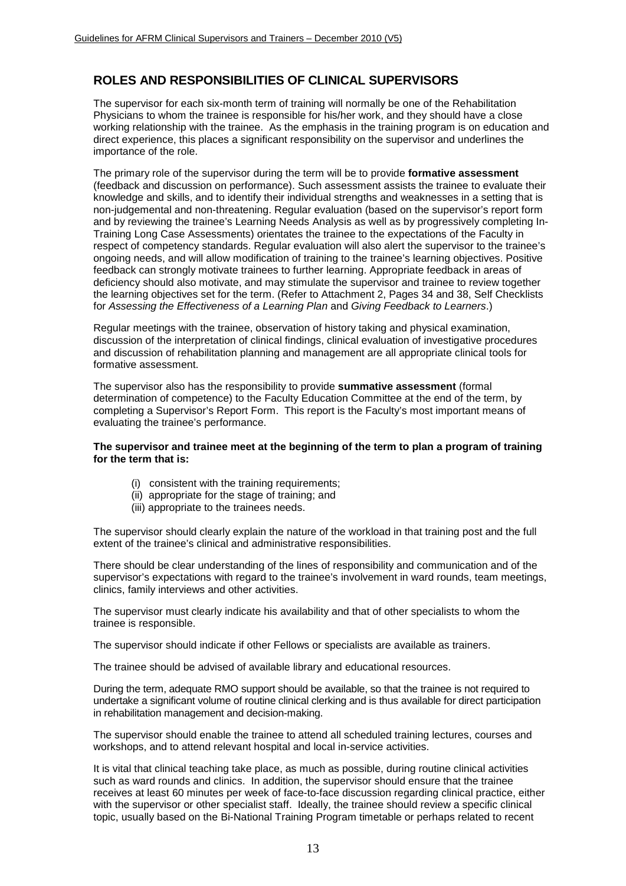## ROLES AND RESPONSIBILITIES OF CLINICAL SUPERVISORS

The supervisor for each six-month term of training will normally be one of the Rehabilitation Physicians to whom the trainee is responsible for his/her work, and they should have a close working relationship with the trainee. As the emphasis in the training program is on education and direct experience, this places a significant responsibility on the supervisor and underlines the importance of the role.

The primary role of the supervisor during the term will be to provide **formative assessment** (feedback and discussion on performance). Such assessment assists the trainee to evaluate their knowledge and skills, and to identify their individual strengths and weaknesses in a setting that is non-judgemental and non-threatening. Regular evaluation (based on the supervisor's report form and by reviewing the trainee's Learning Needs Analysis as well as by progressively completing In-Training Long Case Assessments) orientates the trainee to the expectations of the Faculty in respect of competency standards. Regular evaluation will also alert the supervisor to the trainee's ongoing needs, and will allow modification of training to the trainee's learning objectives. Positive feedback can strongly motivate trainees to further learning. Appropriate feedback in areas of deficiency should also motivate, and may stimulate the supervisor and trainee to review together the learning objectives set for the term. (Refer to Attachment 2, Pages 34 and 38, Self Checklists for *Assessing the Effectiveness of a Learning Plan* and *Giving Feedback to Learners*.)

Regular meetings with the trainee, observation of history taking and physical examination, discussion of the interpretation of clinical findings, clinical evaluation of investigative procedures and discussion of rehabilitation planning and management are all appropriate clinical tools for formative assessment.

The supervisor also has the responsibility to provide **summative assessment** (formal determination of competence) to the Faculty Education Committee at the end of the term, by completing a Supervisor's Report Form. This report is the Faculty's most important means of evaluating the trainee's performance.

**The supervisor and trainee meet at the beginning of the term to plan a program of training for the term that is:**

- (i) consistent with the training requirements;
- (ii) appropriate for the stage of training; and
- (iii) appropriate to the trainees needs.

The supervisor should clearly explain the nature of the workload in that training post and the full extent of the trainee's clinical and administrative responsibilities.

There should be clear understanding of the lines of responsibility and communication and of the supervisor's expectations with regard to the trainee's involvement in ward rounds, team meetings, clinics, family interviews and other activities.

The supervisor must clearly indicate his availability and that of other specialists to whom the trainee is responsible.

The supervisor should indicate if other Fellows or specialists are available as trainers.

The trainee should be advised of available library and educational resources.

During the term, adequate RMO support should be available, so that the trainee is not required to undertake a significant volume of routine clinical clerking and is thus available for direct participation in rehabilitation management and decision-making.

The supervisor should enable the trainee to attend all scheduled training lectures, courses and workshops, and to attend relevant hospital and local in-service activities.

It is vital that clinical teaching take place, as much as possible, during routine clinical activities such as ward rounds and clinics. In addition, the supervisor should ensure that the trainee receives at least 60 minutes per week of face-to-face discussion regarding clinical practice, either with the supervisor or other specialist staff. Ideally, the trainee should review a specific clinical topic, usually based on the Bi-National Training Program timetable or perhaps related to recent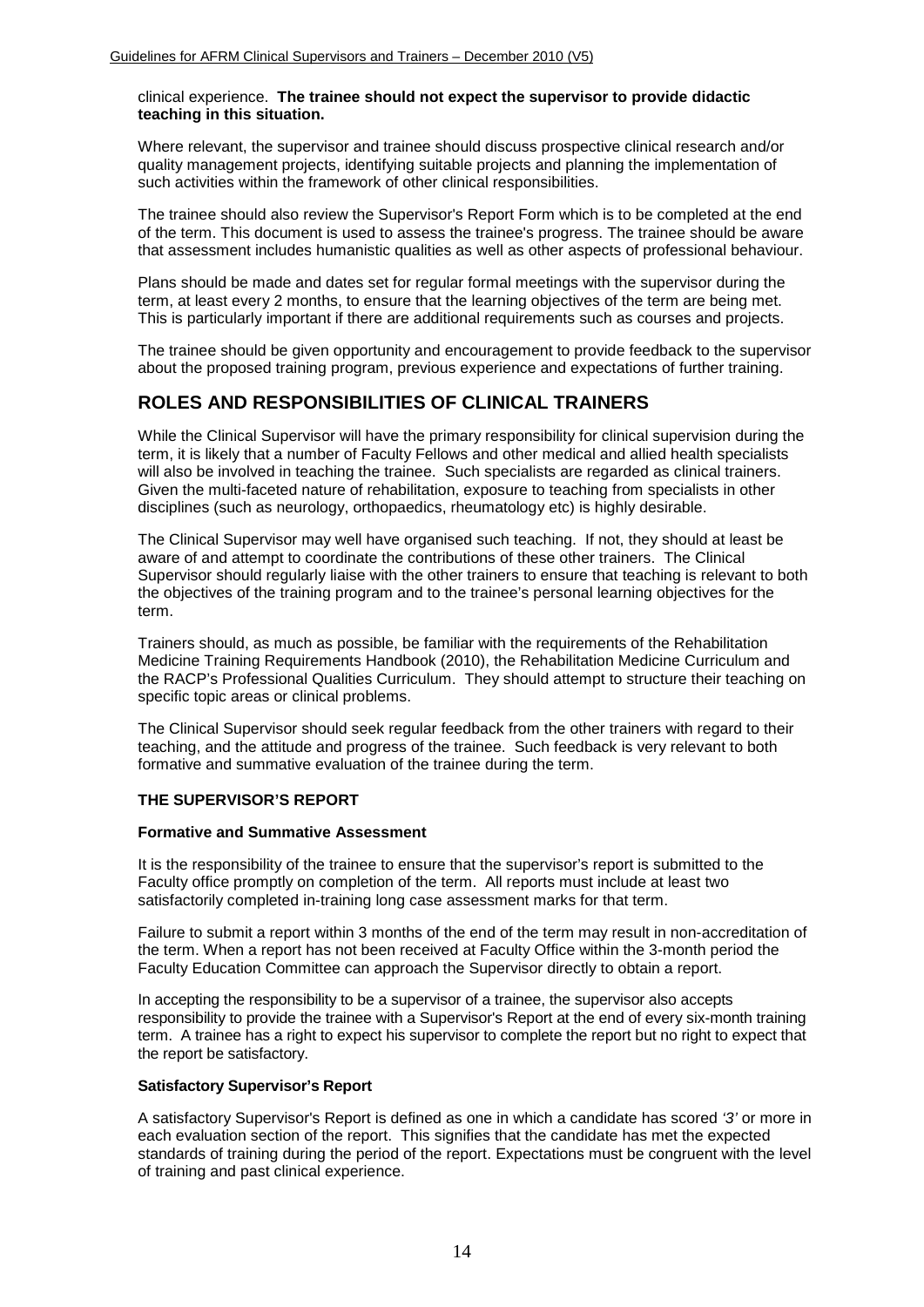clinical experience. **The trainee should not expect the supervisor to provide didactic teaching in this situation.**

Where relevant, the supervisor and trainee should discuss prospective clinical research and/or quality management projects, identifying suitable projects and planning the implementation of such activities within the framework of other clinical responsibilities.

The trainee should also review the Supervisor's Report Form which is to be completed at the end of the term. This document is used to assess the trainee's progress. The trainee should be aware that assessment includes humanistic qualities as well as other aspects of professional behaviour.

Plans should be made and dates set for regular formal meetings with the supervisor during the term, at least every 2 months, to ensure that the learning objectives of the term are being met. This is particularly important if there are additional requirements such as courses and projects.

The trainee should be given opportunity and encouragement to provide feedback to the supervisor about the proposed training program, previous experience and expectations of further training.

## ROLES AND RESPONSIBILITIES OF CLINICAL TRAINERS

While the Clinical Supervisor will have the primary responsibility for clinical supervision during the term, it is likely that a number of Faculty Fellows and other medical and allied health specialists will also be involved in teaching the trainee. Such specialists are regarded as clinical trainers. Given the multi-faceted nature of rehabilitation, exposure to teaching from specialists in other disciplines (such as neurology, orthopaedics, rheumatology etc) is highly desirable.

The Clinical Supervisor may well have organised such teaching. If not, they should at least be aware of and attempt to coordinate the contributions of these other trainers. The Clinical Supervisor should regularly liaise with the other trainers to ensure that teaching is relevant to both the objectives of the training program and to the trainee's personal learning objectives for the term.

Trainers should, as much as possible, be familiar with the requirements of the Rehabilitation Medicine Training Requirements Handbook (2010), the Rehabilitation Medicine Curriculum and the RACP's Professional Qualities Curriculum. They should attempt to structure their teaching on specific topic areas or clinical problems.

The Clinical Supervisor should seek regular feedback from the other trainers with regard to their teaching, and the attitude and progress of the trainee. Such feedback is very relevant to both formative and summative evaluation of the trainee during the term.

### THE SUPERVISOR'S REPORT

#### Formative and Summative Assessment

It is the responsibility of the trainee to ensure that the supervisor's report is submitted to the Faculty office promptly on completion of the term. All reports must include at least two satisfactorily completed in-training long case assessment marks for that term.

Failure to submit a report within 3 months of the end of the term may result in non-accreditation of the term. When a report has not been received at Faculty Office within the 3-month period the Faculty Education Committee can approach the Supervisor directly to obtain a report.

In accepting the responsibility to be a supervisor of a trainee, the supervisor also accepts responsibility to provide the trainee with a Supervisor's Report at the end of every six-month training term. A trainee has a right to expect his supervisor to complete the report but no right to expect that the report be satisfactory.

#### Satisfactory Supervisor's Report

A satisfactory Supervisor's Report is defined as one in which a candidate has scored *'3'* or more in each evaluation section of the report. This signifies that the candidate has met the expected standards of training during the period of the report. Expectations must be congruent with the level of training and past clinical experience.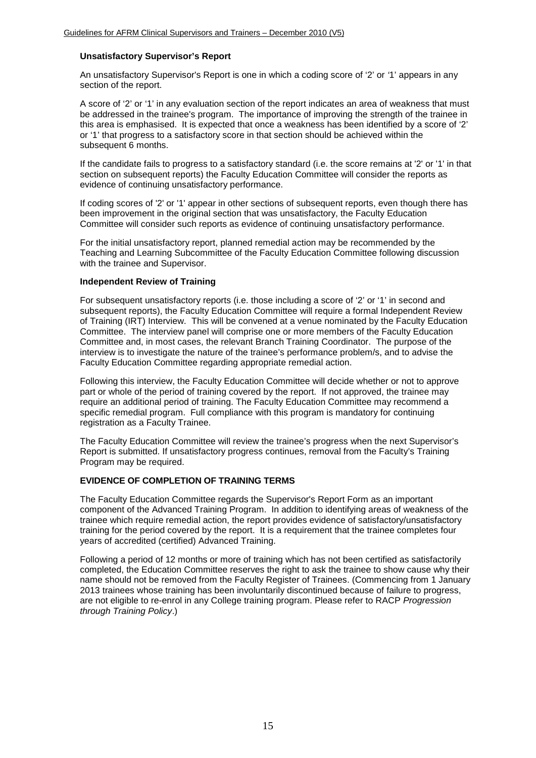### Unsatisfactory Supervisor's Report

An unsatisfactory Supervisor's Report is one in which a coding score of '2' or '1' appears in any section of the report.

A score of '2' or '1' in any evaluation section of the report indicates an area of weakness that must be addressed in the trainee's program. The importance of improving the strength of the trainee in this area is emphasised. It is expected that once a weakness has been identified by a score of '2' or '1' that progress to a satisfactory score in that section should be achieved within the subsequent 6 months.

If the candidate fails to progress to a satisfactory standard (i.e. the score remains at '2' or '1' in that section on subsequent reports) the Faculty Education Committee will consider the reports as evidence of continuing unsatisfactory performance.

If coding scores of '2' or '1' appear in other sections of subsequent reports, even though there has been improvement in the original section that was unsatisfactory, the Faculty Education Committee will consider such reports as evidence of continuing unsatisfactory performance.

For the initial unsatisfactory report, planned remedial action may be recommended by the Teaching and Learning Subcommittee of the Faculty Education Committee following discussion with the trainee and Supervisor.

### Independent Review of Training

For subsequent unsatisfactory reports (i.e. those including a score of '2' or '1' in second and subsequent reports), the Faculty Education Committee will require a formal Independent Review of Training (IRT) Interview. This will be convened at a venue nominated by the Faculty Education Committee. The interview panel will comprise one or more members of the Faculty Education Committee and, in most cases, the relevant Branch Training Coordinator. The purpose of the interview is to investigate the nature of the trainee's performance problem/s, and to advise the Faculty Education Committee regarding appropriate remedial action.

Following this interview, the Faculty Education Committee will decide whether or not to approve part or whole of the period of training covered by the report. If not approved, the trainee may require an additional period of training. The Faculty Education Committee may recommend a specific remedial program. Full compliance with this program is mandatory for continuing registration as a Faculty Trainee.

The Faculty Education Committee will review the trainee's progress when the next Supervisor's Report is submitted. If unsatisfactory progress continues, removal from the Faculty's Training Program may be required.

## EVIDENCE OF COMPLETION OF TRAINING TERMS

The Faculty Education Committee regards the Supervisor's Report Form as an important component of the Advanced Training Program. In addition to identifying areas of weakness of the trainee which require remedial action, the report provides evidence of satisfactory/unsatisfactory training for the period covered by the report. It is a requirement that the trainee completes four years of accredited (certified) Advanced Training.

Following a period of 12 months or more of training which has not been certified as satisfactorily completed, the Education Committee reserves the right to ask the trainee to show cause why their name should not be removed from the Faculty Register of Trainees. (Commencing from 1 January 2013 trainees whose training has been involuntarily discontinued because of failure to progress, are not eligible to re-enrol in any College training program. Please refer to RACP *Progression through Training Policy*.)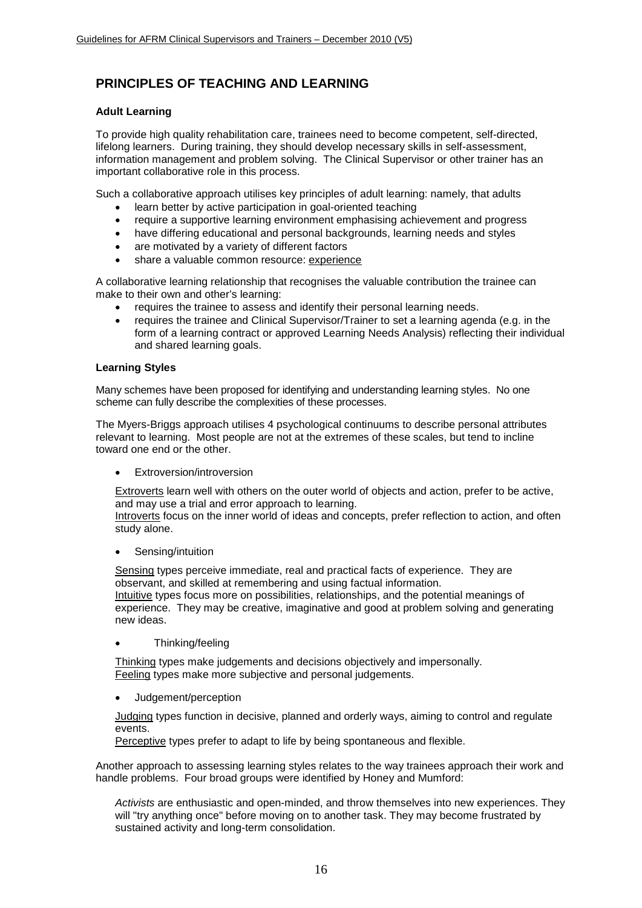## PRINCIPLES OF TEACHING AND LEARNING

### Adult Learning

To provide high quality rehabilitation care, trainees need to become competent, self-directed, lifelong learners. During training, they should develop necessary skills in self-assessment, information management and problem solving. The Clinical Supervisor or other trainer has an important collaborative role in this process.

Such a collaborative approach utilises key principles of adult learning: namely, that adults

- learn better by active participation in goal-oriented teaching
- require a supportive learning environment emphasising achievement and progress
- have differing educational and personal backgrounds, learning needs and styles
- are motivated by a variety of different factors
- share a valuable common resource: experience

A collaborative learning relationship that recognises the valuable contribution the trainee can make to their own and other's learning:

- requires the trainee to assess and identify their personal learning needs.
- requires the trainee and Clinical Supervisor/Trainer to set a learning agenda (e.g. in the form of a learning contract or approved Learning Needs Analysis) reflecting their individual and shared learning goals.

### Learning Styles

Many schemes have been proposed for identifying and understanding learning styles. No one scheme can fully describe the complexities of these processes.

The Myers-Briggs approach utilises 4 psychological continuums to describe personal attributes relevant to learning. Most people are not at the extremes of these scales, but tend to incline toward one end or the other.

- Extroversion/introversion

  Extroverts learn well with others on the outer world of objects and action, prefer to be active, and may use a trial and error approach to learning.
  Introverts focus on the inner world of ideas and concepts, prefer reflection to action, and often study alone.

- Sensing/intuition

  Sensing types perceive immediate, real and practical facts of experience. They are observant, and skilled at remembering and using factual information.
  Intuitive types focus more on possibilities, relationships, and the potential meanings of experience. They may be creative, imaginative and good at problem solving and generating new ideas.

- Thinking/feeling

  Thinking types make judgements and decisions objectively and impersonally.
  Feeling types make more subjective and personal judgements.

- Judgement/perception

  Judging types function in decisive, planned and orderly ways, aiming to control and regulate events.
  Perceptive types prefer to adapt to life by being spontaneous and flexible.

Another approach to assessing learning styles relates to the way trainees approach their work and handle problems. Four broad groups were identified by Honey and Mumford:

*Activists* are enthusiastic and open-minded, and throw themselves into new experiences. They will "try anything once" before moving on to another task. They may become frustrated by sustained activity and long-term consolidation.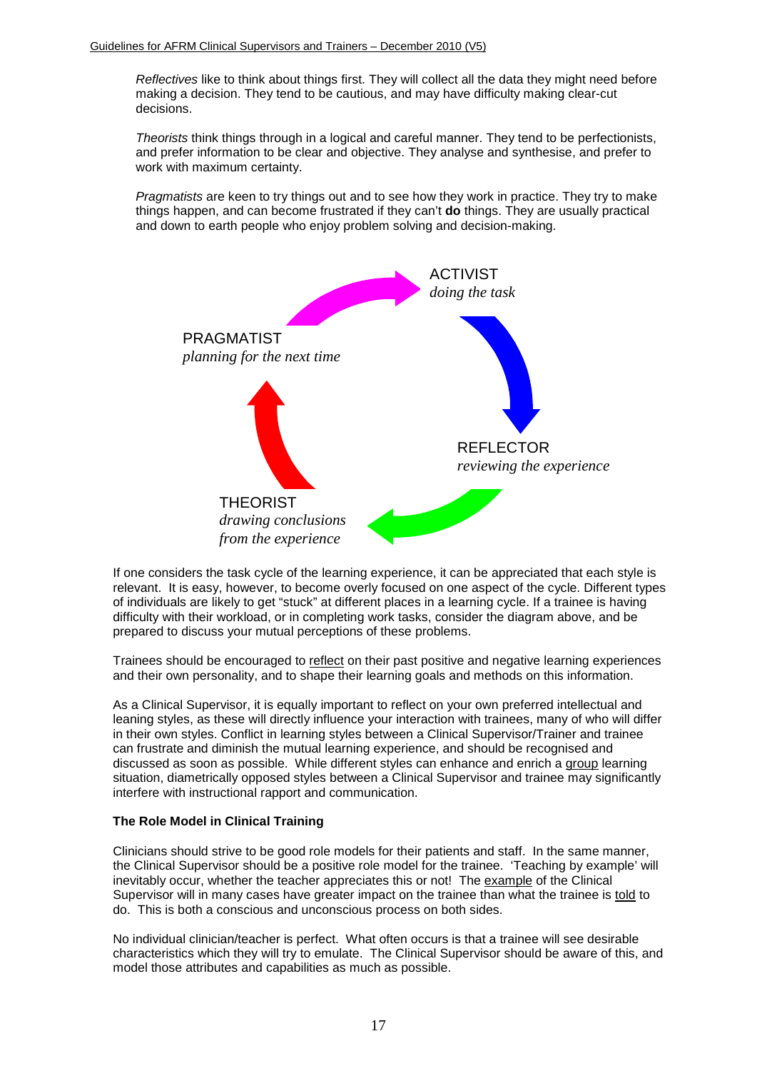*Reflectives* like to think about things first. They will collect all the data they might need before making a decision. They tend to be cautious, and may have difficulty making clear-cut decisions.

*Theorists* think things through in a logical and careful manner. They tend to be perfectionists, and prefer information to be clear and objective. They analyse and synthesise, and prefer to work with maximum certainty.

*Pragmatists* are keen to try things out and to see how they work in practice. They try to make things happen, and can become frustrated if they can't **do** things. They are usually practical and down to earth people who enjoy problem solving and decision-making.

ACTIVIST
*doing the task*

REFLECTOR
*reviewing the experience*

THEORIST
*drawing conclusions from the experience*

PRAGMATIST
*planning for the next time*

If one considers the task cycle of the learning experience, it can be appreciated that each style is relevant. It is easy, however, to become overly focused on one aspect of the cycle. Different types of individuals are likely to get "stuck" at different places in a learning cycle. If a trainee is having difficulty with their workload, or in completing work tasks, consider the diagram above, and be prepared to discuss your mutual perceptions of these problems.

Trainees should be encouraged to reflect on their past positive and negative learning experiences and their own personality, and to shape their learning goals and methods on this information.

As a Clinical Supervisor, it is equally important to reflect on your own preferred intellectual and leaning styles, as these will directly influence your interaction with trainees, many of who will differ in their own styles. Conflict in learning styles between a Clinical Supervisor/Trainer and trainee can frustrate and diminish the mutual learning experience, and should be recognised and discussed as soon as possible. While different styles can enhance and enrich a group learning situation, diametrically opposed styles between a Clinical Supervisor and trainee may significantly interfere with instructional rapport and communication.

**The Role Model in Clinical Training**

Clinicians should strive to be good role models for their patients and staff. In the same manner, the Clinical Supervisor should be a positive role model for the trainee. 'Teaching by example' will inevitably occur, whether the teacher appreciates this or not! The example of the Clinical Supervisor will in many cases have greater impact on the trainee than what the trainee is told to do. This is both a conscious and unconscious process on both sides.

No individual clinician/teacher is perfect. What often occurs is that a trainee will see desirable characteristics which they will try to emulate. The Clinical Supervisor should be aware of this, and model those attributes and capabilities as much as possible.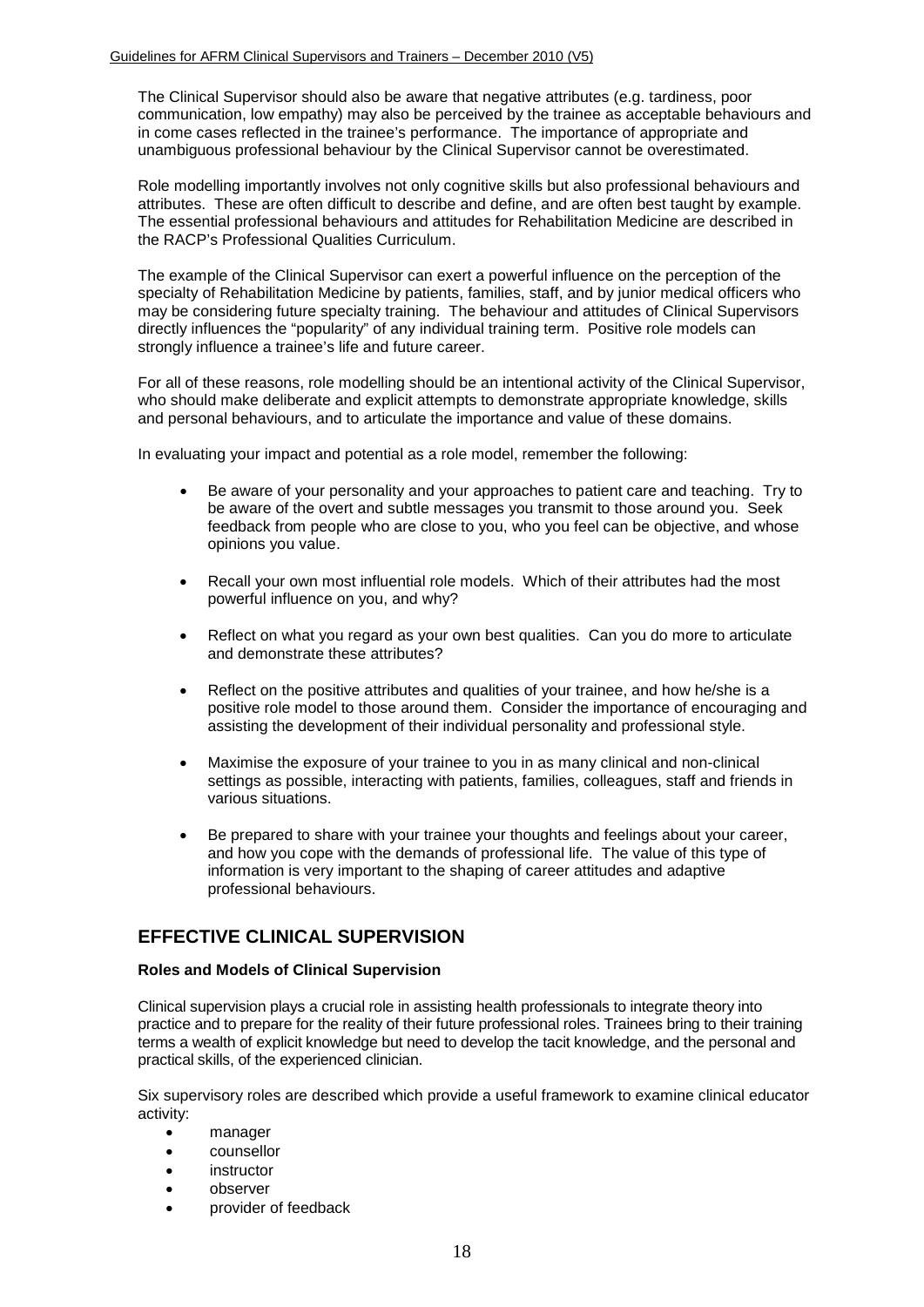The Clinical Supervisor should also be aware that negative attributes (e.g. tardiness, poor communication, low empathy) may also be perceived by the trainee as acceptable behaviours and in come cases reflected in the trainee's performance. The importance of appropriate and unambiguous professional behaviour by the Clinical Supervisor cannot be overestimated.

Role modelling importantly involves not only cognitive skills but also professional behaviours and attributes. These are often difficult to describe and define, and are often best taught by example. The essential professional behaviours and attitudes for Rehabilitation Medicine are described in the RACP's Professional Qualities Curriculum.

The example of the Clinical Supervisor can exert a powerful influence on the perception of the specialty of Rehabilitation Medicine by patients, families, staff, and by junior medical officers who may be considering future specialty training. The behaviour and attitudes of Clinical Supervisors directly influences the "popularity" of any individual training term. Positive role models can strongly influence a trainee's life and future career.

For all of these reasons, role modelling should be an intentional activity of the Clinical Supervisor, who should make deliberate and explicit attempts to demonstrate appropriate knowledge, skills and personal behaviours, and to articulate the importance and value of these domains.

In evaluating your impact and potential as a role model, remember the following:

- Be aware of your personality and your approaches to patient care and teaching. Try to be aware of the overt and subtle messages you transmit to those around you. Seek feedback from people who are close to you, who you feel can be objective, and whose opinions you value.
- Recall your own most influential role models. Which of their attributes had the most powerful influence on you, and why?
- Reflect on what you regard as your own best qualities. Can you do more to articulate and demonstrate these attributes?
- Reflect on the positive attributes and qualities of your trainee, and how he/she is a positive role model to those around them. Consider the importance of encouraging and assisting the development of their individual personality and professional style.
- Maximise the exposure of your trainee to you in as many clinical and non-clinical settings as possible, interacting with patients, families, colleagues, staff and friends in various situations.
- Be prepared to share with your trainee your thoughts and feelings about your career, and how you cope with the demands of professional life. The value of this type of information is very important to the shaping of career attitudes and adaptive professional behaviours.

## EFFECTIVE CLINICAL SUPERVISION

**Roles and Models of Clinical Supervision**

Clinical supervision plays a crucial role in assisting health professionals to integrate theory into practice and to prepare for the reality of their future professional roles. Trainees bring to their training terms a wealth of explicit knowledge but need to develop the tacit knowledge, and the personal and practical skills, of the experienced clinician.

Six supervisory roles are described which provide a useful framework to examine clinical educator activity:

- manager
- counsellor
- instructor
- observer
- provider of feedback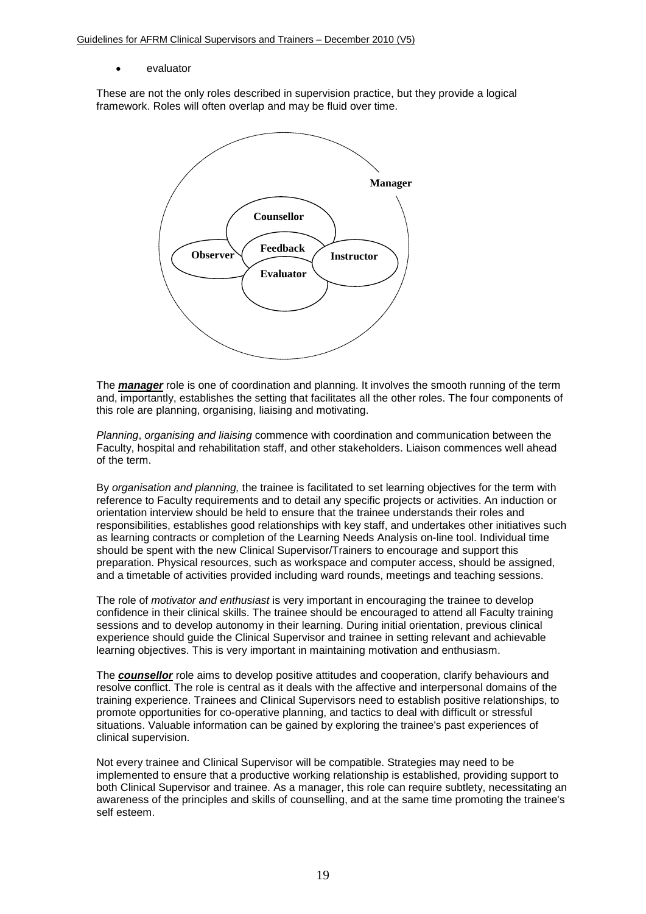- evaluator

These are not the only roles described in supervision practice, but they provide a logical framework. Roles will often overlap and may be fluid over time.

Manager

Counsellor

Observer

Feedback

Instructor

Evaluator

The ***manager*** role is one of coordination and planning. It involves the smooth running of the term and, importantly, establishes the setting that facilitates all the other roles. The four components of this role are planning, organising, liaising and motivating.

*Planning*, *organising and liaising* commence with coordination and communication between the Faculty, hospital and rehabilitation staff, and other stakeholders. Liaison commences well ahead of the term.

By *organisation and planning,* the trainee is facilitated to set learning objectives for the term with reference to Faculty requirements and to detail any specific projects or activities. An induction or orientation interview should be held to ensure that the trainee understands their roles and responsibilities, establishes good relationships with key staff, and undertakes other initiatives such as learning contracts or completion of the Learning Needs Analysis on-line tool. Individual time should be spent with the new Clinical Supervisor/Trainers to encourage and support this preparation. Physical resources, such as workspace and computer access, should be assigned, and a timetable of activities provided including ward rounds, meetings and teaching sessions.

The role of *motivator and enthusiast* is very important in encouraging the trainee to develop confidence in their clinical skills. The trainee should be encouraged to attend all Faculty training sessions and to develop autonomy in their learning. During initial orientation, previous clinical experience should guide the Clinical Supervisor and trainee in setting relevant and achievable learning objectives. This is very important in maintaining motivation and enthusiasm.

The ***counsellor*** role aims to develop positive attitudes and cooperation, clarify behaviours and resolve conflict. The role is central as it deals with the affective and interpersonal domains of the training experience. Trainees and Clinical Supervisors need to establish positive relationships, to promote opportunities for co-operative planning, and tactics to deal with difficult or stressful situations. Valuable information can be gained by exploring the trainee's past experiences of clinical supervision.

Not every trainee and Clinical Supervisor will be compatible. Strategies may need to be implemented to ensure that a productive working relationship is established, providing support to both Clinical Supervisor and trainee. As a manager, this role can require subtlety, necessitating an awareness of the principles and skills of counselling, and at the same time promoting the trainee's self esteem.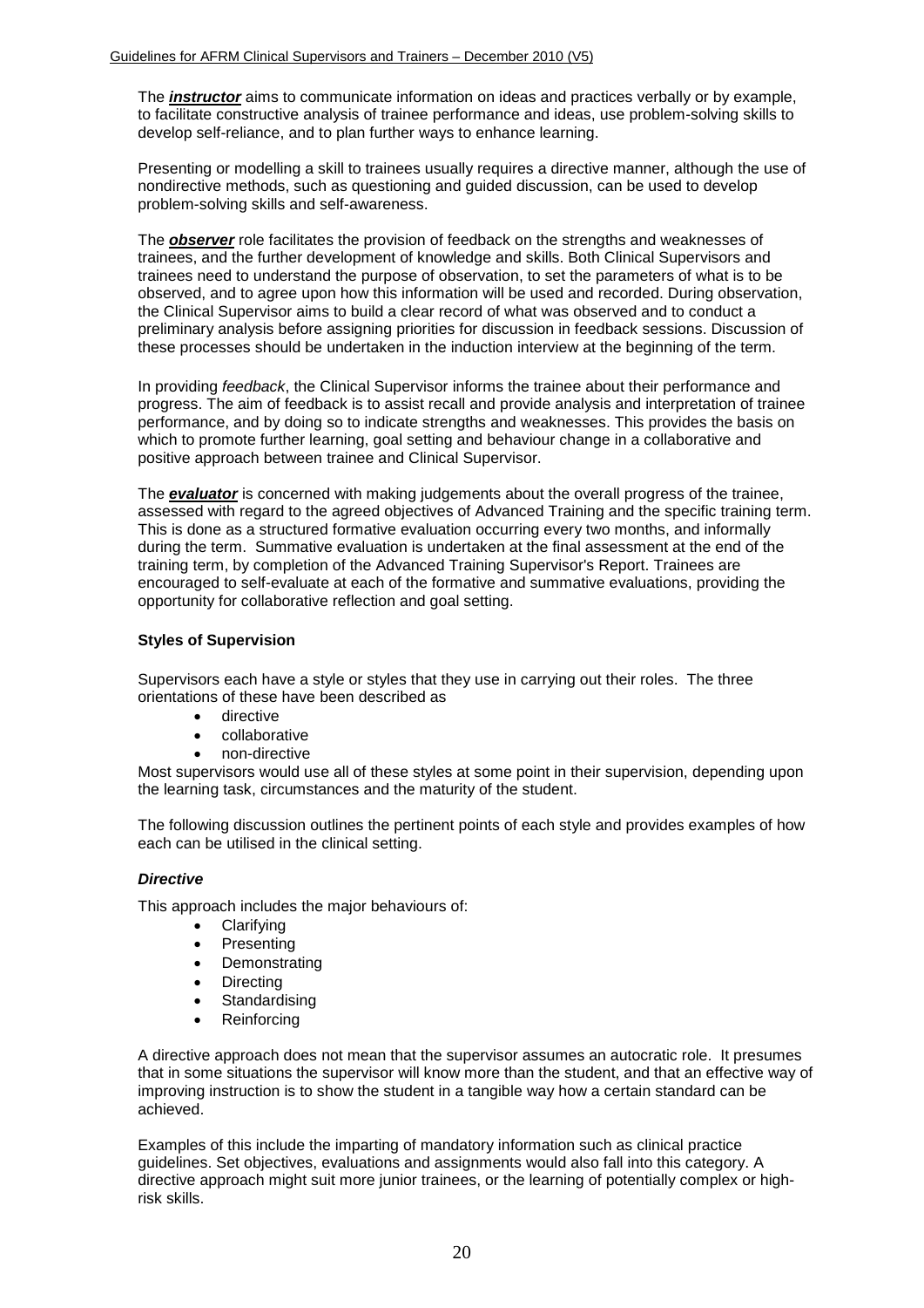The ***instructor*** aims to communicate information on ideas and practices verbally or by example, to facilitate constructive analysis of trainee performance and ideas, use problem-solving skills to develop self-reliance, and to plan further ways to enhance learning.

Presenting or modelling a skill to trainees usually requires a directive manner, although the use of nondirective methods, such as questioning and guided discussion, can be used to develop problem-solving skills and self-awareness.

The ***observer*** role facilitates the provision of feedback on the strengths and weaknesses of trainees, and the further development of knowledge and skills. Both Clinical Supervisors and trainees need to understand the purpose of observation, to set the parameters of what is to be observed, and to agree upon how this information will be used and recorded. During observation, the Clinical Supervisor aims to build a clear record of what was observed and to conduct a preliminary analysis before assigning priorities for discussion in feedback sessions. Discussion of these processes should be undertaken in the induction interview at the beginning of the term.

In providing *feedback*, the Clinical Supervisor informs the trainee about their performance and progress. The aim of feedback is to assist recall and provide analysis and interpretation of trainee performance, and by doing so to indicate strengths and weaknesses. This provides the basis on which to promote further learning, goal setting and behaviour change in a collaborative and positive approach between trainee and Clinical Supervisor.

The ***evaluator*** is concerned with making judgements about the overall progress of the trainee, assessed with regard to the agreed objectives of Advanced Training and the specific training term. This is done as a structured formative evaluation occurring every two months, and informally during the term. Summative evaluation is undertaken at the final assessment at the end of the training term, by completion of the Advanced Training Supervisor's Report. Trainees are encouraged to self-evaluate at each of the formative and summative evaluations, providing the opportunity for collaborative reflection and goal setting.

**Styles of Supervision**

Supervisors each have a style or styles that they use in carrying out their roles. The three orientations of these have been described as

- directive
- collaborative
- non-directive

Most supervisors would use all of these styles at some point in their supervision, depending upon the learning task, circumstances and the maturity of the student.

The following discussion outlines the pertinent points of each style and provides examples of how each can be utilised in the clinical setting.

***Directive***

This approach includes the major behaviours of:

- Clarifying
- Presenting
- Demonstrating
- Directing
- Standardising
- Reinforcing

A directive approach does not mean that the supervisor assumes an autocratic role. It presumes that in some situations the supervisor will know more than the student, and that an effective way of improving instruction is to show the student in a tangible way how a certain standard can be achieved.

Examples of this include the imparting of mandatory information such as clinical practice guidelines. Set objectives, evaluations and assignments would also fall into this category. A directive approach might suit more junior trainees, or the learning of potentially complex or high-risk skills.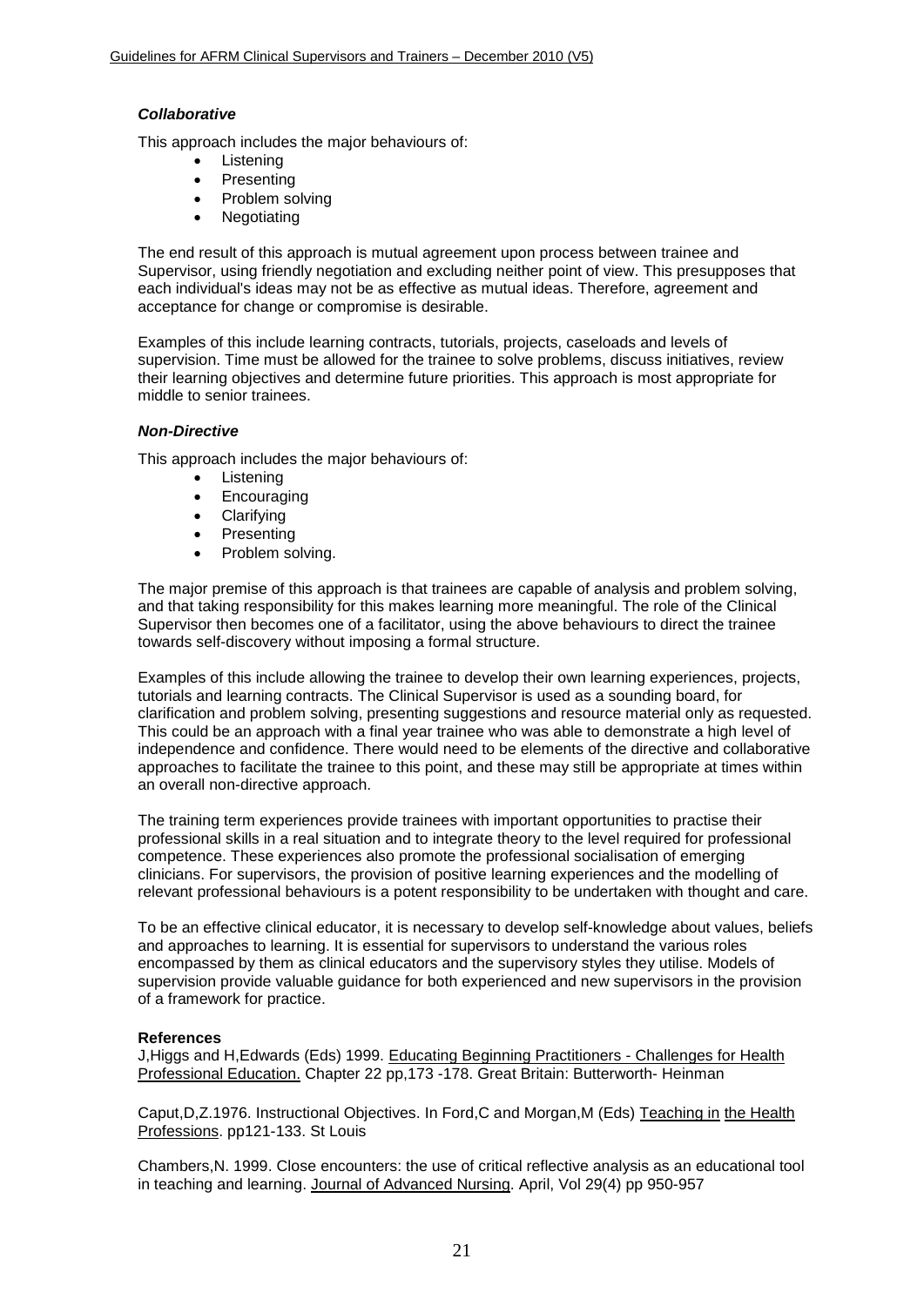### *Collaborative*

This approach includes the major behaviours of:

- Listening
- Presenting
- Problem solving
- Negotiating

The end result of this approach is mutual agreement upon process between trainee and Supervisor, using friendly negotiation and excluding neither point of view. This presupposes that each individual's ideas may not be as effective as mutual ideas. Therefore, agreement and acceptance for change or compromise is desirable.

Examples of this include learning contracts, tutorials, projects, caseloads and levels of supervision. Time must be allowed for the trainee to solve problems, discuss initiatives, review their learning objectives and determine future priorities. This approach is most appropriate for middle to senior trainees.

### *Non-Directive*

This approach includes the major behaviours of:

- Listening
- Encouraging
- Clarifying
- Presenting
- Problem solving.

The major premise of this approach is that trainees are capable of analysis and problem solving, and that taking responsibility for this makes learning more meaningful. The role of the Clinical Supervisor then becomes one of a facilitator, using the above behaviours to direct the trainee towards self-discovery without imposing a formal structure.

Examples of this include allowing the trainee to develop their own learning experiences, projects, tutorials and learning contracts. The Clinical Supervisor is used as a sounding board, for clarification and problem solving, presenting suggestions and resource material only as requested. This could be an approach with a final year trainee who was able to demonstrate a high level of independence and confidence. There would need to be elements of the directive and collaborative approaches to facilitate the trainee to this point, and these may still be appropriate at times within an overall non-directive approach.

The training term experiences provide trainees with important opportunities to practise their professional skills in a real situation and to integrate theory to the level required for professional competence. These experiences also promote the professional socialisation of emerging clinicians. For supervisors, the provision of positive learning experiences and the modelling of relevant professional behaviours is a potent responsibility to be undertaken with thought and care.

To be an effective clinical educator, it is necessary to develop self-knowledge about values, beliefs and approaches to learning. It is essential for supervisors to understand the various roles encompassed by them as clinical educators and the supervisory styles they utilise. Models of supervision provide valuable guidance for both experienced and new supervisors in the provision of a framework for practice.

**References**

J,Higgs and H,Edwards (Eds) 1999. Educating Beginning Practitioners - Challenges for Health Professional Education. Chapter 22 pp,173 -178. Great Britain: Butterworth- Heinman

Caput,D,Z.1976. Instructional Objectives. In Ford,C and Morgan,M (Eds) Teaching in the Health Professions. pp121-133. St Louis

Chambers,N. 1999. Close encounters: the use of critical reflective analysis as an educational tool in teaching and learning. Journal of Advanced Nursing. April, Vol 29(4) pp 950-957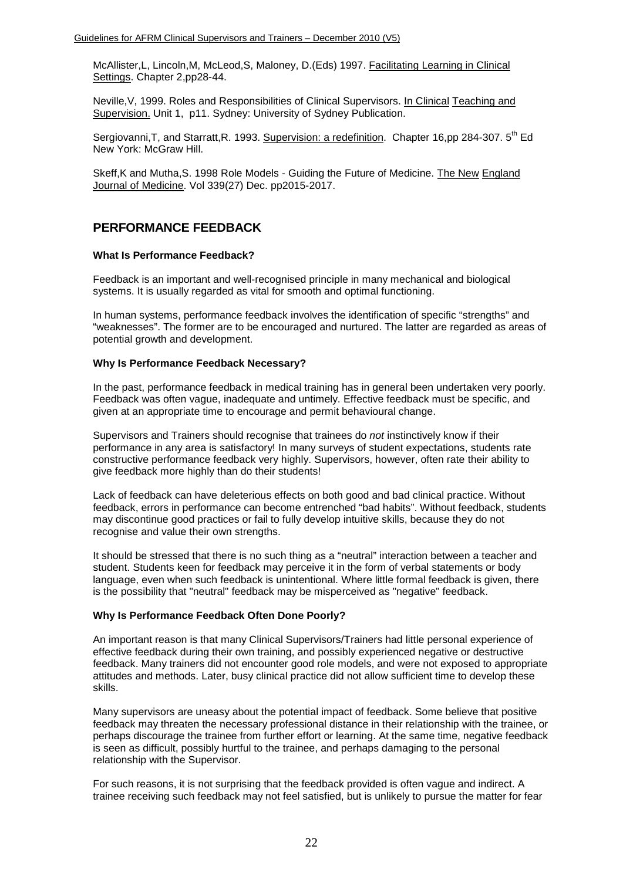McAllister,L, Lincoln,M, McLeod,S, Maloney, D.(Eds) 1997. Facilitating Learning in Clinical Settings. Chapter 2,pp28-44.

Neville,V, 1999. Roles and Responsibilities of Clinical Supervisors. In Clinical Teaching and Supervision. Unit 1, p11. Sydney: University of Sydney Publication.

Sergiovanni,T, and Starratt,R. 1993. Supervision: a redefinition. Chapter 16,pp 284-307. 5th Ed New York: McGraw Hill.

Skeff,K and Mutha,S. 1998 Role Models - Guiding the Future of Medicine. The New England Journal of Medicine. Vol 339(27) Dec. pp2015-2017.

## PERFORMANCE FEEDBACK

**What Is Performance Feedback?**

Feedback is an important and well-recognised principle in many mechanical and biological systems. It is usually regarded as vital for smooth and optimal functioning.

In human systems, performance feedback involves the identification of specific "strengths" and "weaknesses". The former are to be encouraged and nurtured. The latter are regarded as areas of potential growth and development.

**Why Is Performance Feedback Necessary?**

In the past, performance feedback in medical training has in general been undertaken very poorly. Feedback was often vague, inadequate and untimely. Effective feedback must be specific, and given at an appropriate time to encourage and permit behavioural change.

Supervisors and Trainers should recognise that trainees do *not* instinctively know if their performance in any area is satisfactory! In many surveys of student expectations, students rate constructive performance feedback very highly. Supervisors, however, often rate their ability to give feedback more highly than do their students!

Lack of feedback can have deleterious effects on both good and bad clinical practice. Without feedback, errors in performance can become entrenched "bad habits". Without feedback, students may discontinue good practices or fail to fully develop intuitive skills, because they do not recognise and value their own strengths.

It should be stressed that there is no such thing as a "neutral" interaction between a teacher and student. Students keen for feedback may perceive it in the form of verbal statements or body language, even when such feedback is unintentional. Where little formal feedback is given, there is the possibility that "neutral" feedback may be misperceived as "negative" feedback.

**Why Is Performance Feedback Often Done Poorly?**

An important reason is that many Clinical Supervisors/Trainers had little personal experience of effective feedback during their own training, and possibly experienced negative or destructive feedback. Many trainers did not encounter good role models, and were not exposed to appropriate attitudes and methods. Later, busy clinical practice did not allow sufficient time to develop these skills.

Many supervisors are uneasy about the potential impact of feedback. Some believe that positive feedback may threaten the necessary professional distance in their relationship with the trainee, or perhaps discourage the trainee from further effort or learning. At the same time, negative feedback is seen as difficult, possibly hurtful to the trainee, and perhaps damaging to the personal relationship with the Supervisor.

For such reasons, it is not surprising that the feedback provided is often vague and indirect. A trainee receiving such feedback may not feel satisfied, but is unlikely to pursue the matter for fear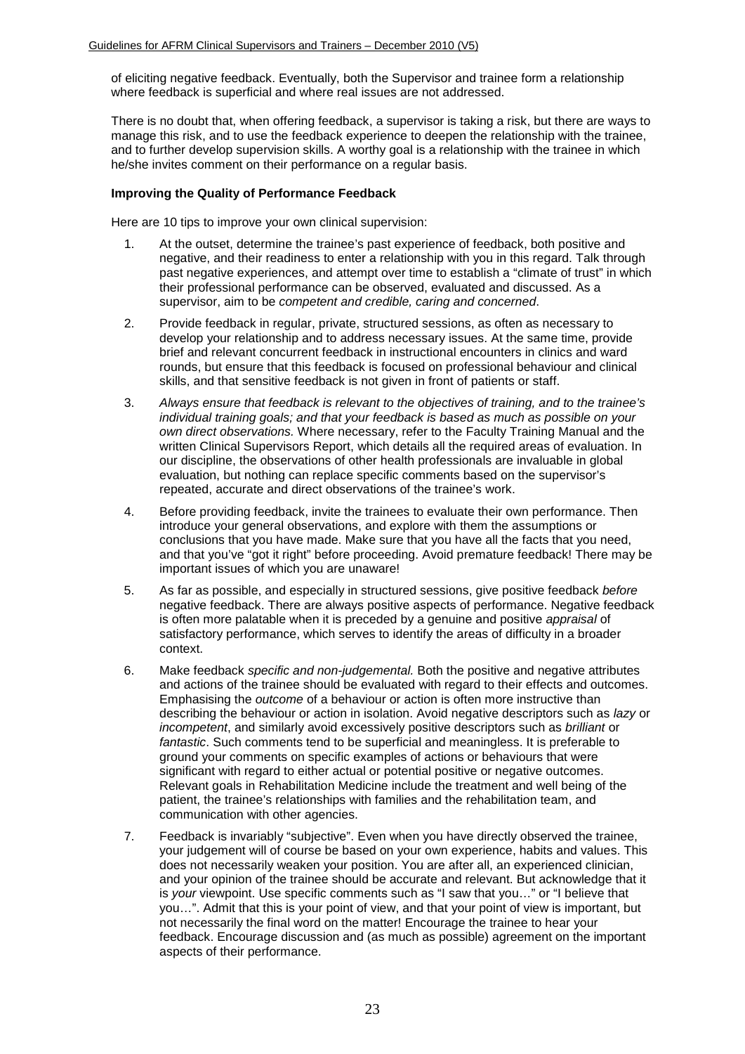of eliciting negative feedback. Eventually, both the Supervisor and trainee form a relationship where feedback is superficial and where real issues are not addressed.

There is no doubt that, when offering feedback, a supervisor is taking a risk, but there are ways to manage this risk, and to use the feedback experience to deepen the relationship with the trainee, and to further develop supervision skills. A worthy goal is a relationship with the trainee in which he/she invites comment on their performance on a regular basis.

**Improving the Quality of Performance Feedback**

Here are 10 tips to improve your own clinical supervision:

1. At the outset, determine the trainee's past experience of feedback, both positive and negative, and their readiness to enter a relationship with you in this regard. Talk through past negative experiences, and attempt over time to establish a "climate of trust" in which their professional performance can be observed, evaluated and discussed. As a supervisor, aim to be *competent and credible, caring and concerned*.

2. Provide feedback in regular, private, structured sessions, as often as necessary to develop your relationship and to address necessary issues. At the same time, provide brief and relevant concurrent feedback in instructional encounters in clinics and ward rounds, but ensure that this feedback is focused on professional behaviour and clinical skills, and that sensitive feedback is not given in front of patients or staff.

3. *Always ensure that feedback is relevant to the objectives of training, and to the trainee's individual training goals; and that your feedback is based as much as possible on your own direct observations.* Where necessary, refer to the Faculty Training Manual and the written Clinical Supervisors Report, which details all the required areas of evaluation. In our discipline, the observations of other health professionals are invaluable in global evaluation, but nothing can replace specific comments based on the supervisor's repeated, accurate and direct observations of the trainee's work.

4. Before providing feedback, invite the trainees to evaluate their own performance. Then introduce your general observations, and explore with them the assumptions or conclusions that you have made. Make sure that you have all the facts that you need, and that you've "got it right" before proceeding. Avoid premature feedback! There may be important issues of which you are unaware!

5. As far as possible, and especially in structured sessions, give positive feedback *before* negative feedback. There are always positive aspects of performance. Negative feedback is often more palatable when it is preceded by a genuine and positive *appraisal* of satisfactory performance, which serves to identify the areas of difficulty in a broader context.

6. Make feedback *specific and non-judgemental.* Both the positive and negative attributes and actions of the trainee should be evaluated with regard to their effects and outcomes. Emphasising the *outcome* of a behaviour or action is often more instructive than describing the behaviour or action in isolation. Avoid negative descriptors such as *lazy* or *incompetent*, and similarly avoid excessively positive descriptors such as *brilliant* or *fantastic*. Such comments tend to be superficial and meaningless. It is preferable to ground your comments on specific examples of actions or behaviours that were significant with regard to either actual or potential positive or negative outcomes. Relevant goals in Rehabilitation Medicine include the treatment and well being of the patient, the trainee's relationships with families and the rehabilitation team, and communication with other agencies.

7. Feedback is invariably "subjective". Even when you have directly observed the trainee, your judgement will of course be based on your own experience, habits and values. This does not necessarily weaken your position. You are after all, an experienced clinician, and your opinion of the trainee should be accurate and relevant. But acknowledge that it is *your* viewpoint. Use specific comments such as "I saw that you…" or "I believe that you…". Admit that this is your point of view, and that your point of view is important, but not necessarily the final word on the matter! Encourage the trainee to hear your feedback. Encourage discussion and (as much as possible) agreement on the important aspects of their performance.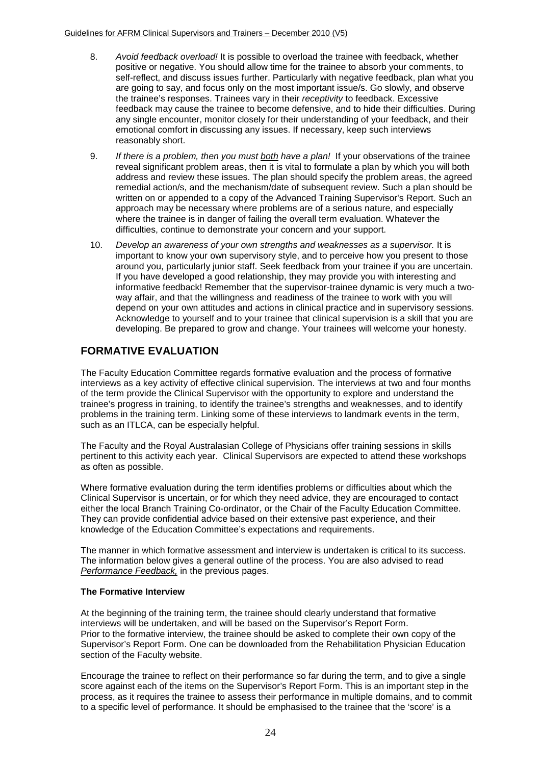8. *Avoid feedback overload!* It is possible to overload the trainee with feedback, whether positive or negative. You should allow time for the trainee to absorb your comments, to self-reflect, and discuss issues further. Particularly with negative feedback, plan what you are going to say, and focus only on the most important issue/s. Go slowly, and observe the trainee's responses. Trainees vary in their *receptivity* to feedback. Excessive feedback may cause the trainee to become defensive, and to hide their difficulties. During any single encounter, monitor closely for their understanding of your feedback, and their emotional comfort in discussing any issues. If necessary, keep such interviews reasonably short.

9. *If there is a problem, then you must both have a plan!* If your observations of the trainee reveal significant problem areas, then it is vital to formulate a plan by which you will both address and review these issues. The plan should specify the problem areas, the agreed remedial action/s, and the mechanism/date of subsequent review. Such a plan should be written on or appended to a copy of the Advanced Training Supervisor's Report. Such an approach may be necessary where problems are of a serious nature, and especially where the trainee is in danger of failing the overall term evaluation. Whatever the difficulties, continue to demonstrate your concern and your support.

10. *Develop an awareness of your own strengths and weaknesses as a supervisor.* It is important to know your own supervisory style, and to perceive how you present to those around you, particularly junior staff. Seek feedback from your trainee if you are uncertain. If you have developed a good relationship, they may provide you with interesting and informative feedback! Remember that the supervisor-trainee dynamic is very much a two-way affair, and that the willingness and readiness of the trainee to work with you will depend on your own attitudes and actions in clinical practice and in supervisory sessions. Acknowledge to yourself and to your trainee that clinical supervision is a skill that you are developing. Be prepared to grow and change. Your trainees will welcome your honesty.

## FORMATIVE EVALUATION

The Faculty Education Committee regards formative evaluation and the process of formative interviews as a key activity of effective clinical supervision. The interviews at two and four months of the term provide the Clinical Supervisor with the opportunity to explore and understand the trainee's progress in training, to identify the trainee's strengths and weaknesses, and to identify problems in the training term. Linking some of these interviews to landmark events in the term, such as an ITLCA, can be especially helpful.

The Faculty and the Royal Australasian College of Physicians offer training sessions in skills pertinent to this activity each year. Clinical Supervisors are expected to attend these workshops as often as possible.

Where formative evaluation during the term identifies problems or difficulties about which the Clinical Supervisor is uncertain, or for which they need advice, they are encouraged to contact either the local Branch Training Co-ordinator, or the Chair of the Faculty Education Committee. They can provide confidential advice based on their extensive past experience, and their knowledge of the Education Committee's expectations and requirements.

The manner in which formative assessment and interview is undertaken is critical to its success. The information below gives a general outline of the process. You are also advised to read *Performance Feedback,* in the previous pages.

### The Formative Interview

At the beginning of the training term, the trainee should clearly understand that formative interviews will be undertaken, and will be based on the Supervisor's Report Form. Prior to the formative interview, the trainee should be asked to complete their own copy of the Supervisor's Report Form. One can be downloaded from the Rehabilitation Physician Education section of the Faculty website.

Encourage the trainee to reflect on their performance so far during the term, and to give a single score against each of the items on the Supervisor's Report Form. This is an important step in the process, as it requires the trainee to assess their performance in multiple domains, and to commit to a specific level of performance. It should be emphasised to the trainee that the 'score' is a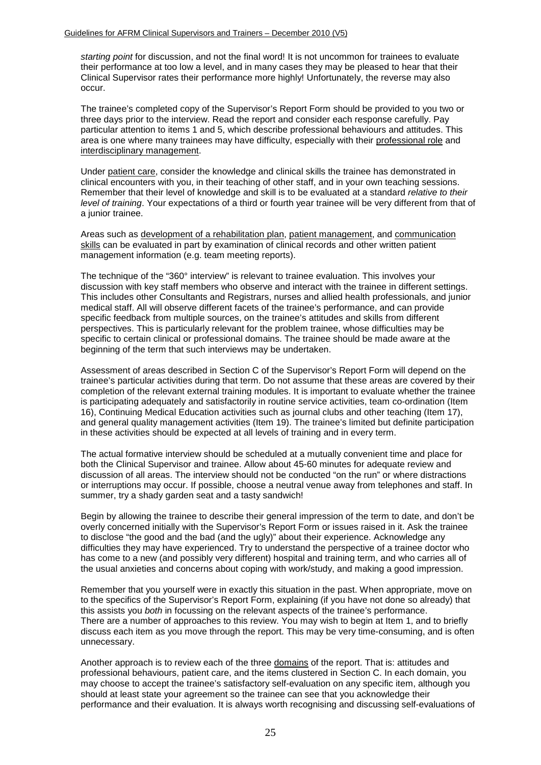*starting point* for discussion, and not the final word! It is not uncommon for trainees to evaluate their performance at too low a level, and in many cases they may be pleased to hear that their Clinical Supervisor rates their performance more highly! Unfortunately, the reverse may also occur.

The trainee's completed copy of the Supervisor's Report Form should be provided to you two or three days prior to the interview. Read the report and consider each response carefully. Pay particular attention to items 1 and 5, which describe professional behaviours and attitudes. This area is one where many trainees may have difficulty, especially with their <u>professional role</u> and <u>interdisciplinary management</u>.

Under <u>patient care</u>, consider the knowledge and clinical skills the trainee has demonstrated in clinical encounters with you, in their teaching of other staff, and in your own teaching sessions. Remember that their level of knowledge and skill is to be evaluated at a standard *relative to their level of training*. Your expectations of a third or fourth year trainee will be very different from that of a junior trainee.

Areas such as <u>development of a rehabilitation plan</u>, <u>patient management</u>, and <u>communication skills</u> can be evaluated in part by examination of clinical records and other written patient management information (e.g. team meeting reports).

The technique of the "360° interview" is relevant to trainee evaluation. This involves your discussion with key staff members who observe and interact with the trainee in different settings. This includes other Consultants and Registrars, nurses and allied health professionals, and junior medical staff. All will observe different facets of the trainee's performance, and can provide specific feedback from multiple sources, on the trainee's attitudes and skills from different perspectives. This is particularly relevant for the problem trainee, whose difficulties may be specific to certain clinical or professional domains. The trainee should be made aware at the beginning of the term that such interviews may be undertaken.

Assessment of areas described in Section C of the Supervisor's Report Form will depend on the trainee's particular activities during that term. Do not assume that these areas are covered by their completion of the relevant external training modules. It is important to evaluate whether the trainee is participating adequately and satisfactorily in routine service activities, team co-ordination (Item 16), Continuing Medical Education activities such as journal clubs and other teaching (Item 17), and general quality management activities (Item 19). The trainee's limited but definite participation in these activities should be expected at all levels of training and in every term.

The actual formative interview should be scheduled at a mutually convenient time and place for both the Clinical Supervisor and trainee. Allow about 45-60 minutes for adequate review and discussion of all areas. The interview should not be conducted "on the run" or where distractions or interruptions may occur. If possible, choose a neutral venue away from telephones and staff. In summer, try a shady garden seat and a tasty sandwich!

Begin by allowing the trainee to describe their general impression of the term to date, and don't be overly concerned initially with the Supervisor's Report Form or issues raised in it. Ask the trainee to disclose "the good and the bad (and the ugly)" about their experience. Acknowledge any difficulties they may have experienced. Try to understand the perspective of a trainee doctor who has come to a new (and possibly very different) hospital and training term, and who carries all of the usual anxieties and concerns about coping with work/study, and making a good impression.

Remember that you yourself were in exactly this situation in the past. When appropriate, move on to the specifics of the Supervisor's Report Form, explaining (if you have not done so already) that this assists you *both* in focussing on the relevant aspects of the trainee's performance.
There are a number of approaches to this review. You may wish to begin at Item 1, and to briefly discuss each item as you move through the report. This may be very time-consuming, and is often unnecessary.

Another approach is to review each of the three <u>domains</u> of the report. That is: attitudes and professional behaviours, patient care, and the items clustered in Section C. In each domain, you may choose to accept the trainee's satisfactory self-evaluation on any specific item, although you should at least state your agreement so the trainee can see that you acknowledge their performance and their evaluation. It is always worth recognising and discussing self-evaluations of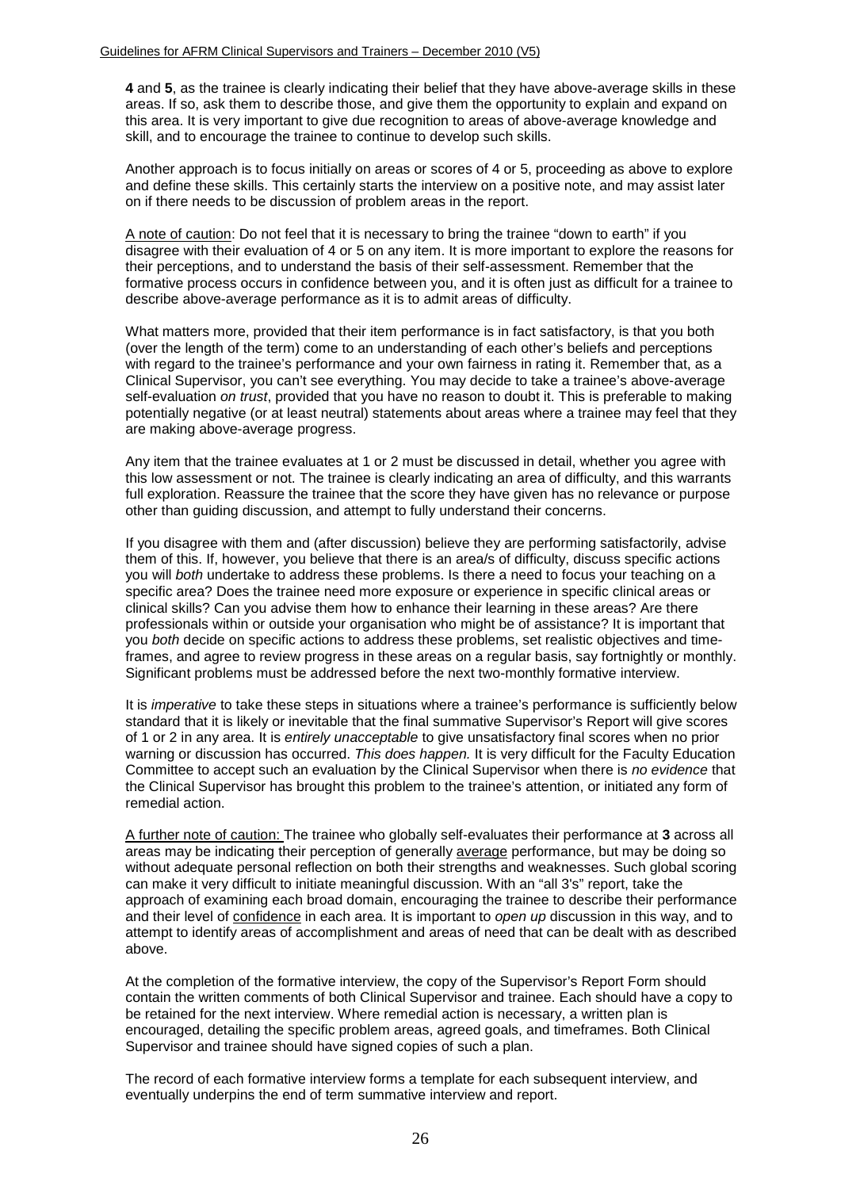**4** and **5**, as the trainee is clearly indicating their belief that they have above-average skills in these areas. If so, ask them to describe those, and give them the opportunity to explain and expand on this area. It is very important to give due recognition to areas of above-average knowledge and skill, and to encourage the trainee to continue to develop such skills.

Another approach is to focus initially on areas or scores of 4 or 5, proceeding as above to explore and define these skills. This certainly starts the interview on a positive note, and may assist later on if there needs to be discussion of problem areas in the report.

A note of caution: Do not feel that it is necessary to bring the trainee "down to earth" if you disagree with their evaluation of 4 or 5 on any item. It is more important to explore the reasons for their perceptions, and to understand the basis of their self-assessment. Remember that the formative process occurs in confidence between you, and it is often just as difficult for a trainee to describe above-average performance as it is to admit areas of difficulty.

What matters more, provided that their item performance is in fact satisfactory, is that you both (over the length of the term) come to an understanding of each other's beliefs and perceptions with regard to the trainee's performance and your own fairness in rating it. Remember that, as a Clinical Supervisor, you can't see everything. You may decide to take a trainee's above-average self-evaluation *on trust*, provided that you have no reason to doubt it. This is preferable to making potentially negative (or at least neutral) statements about areas where a trainee may feel that they are making above-average progress.

Any item that the trainee evaluates at 1 or 2 must be discussed in detail, whether you agree with this low assessment or not. The trainee is clearly indicating an area of difficulty, and this warrants full exploration. Reassure the trainee that the score they have given has no relevance or purpose other than guiding discussion, and attempt to fully understand their concerns.

If you disagree with them and (after discussion) believe they are performing satisfactorily, advise them of this. If, however, you believe that there is an area/s of difficulty, discuss specific actions you will *both* undertake to address these problems. Is there a need to focus your teaching on a specific area? Does the trainee need more exposure or experience in specific clinical areas or clinical skills? Can you advise them how to enhance their learning in these areas? Are there professionals within or outside your organisation who might be of assistance? It is important that you *both* decide on specific actions to address these problems, set realistic objectives and time-frames, and agree to review progress in these areas on a regular basis, say fortnightly or monthly. Significant problems must be addressed before the next two-monthly formative interview.

It is *imperative* to take these steps in situations where a trainee's performance is sufficiently below standard that it is likely or inevitable that the final summative Supervisor's Report will give scores of 1 or 2 in any area. It is *entirely unacceptable* to give unsatisfactory final scores when no prior warning or discussion has occurred. *This does happen.* It is very difficult for the Faculty Education Committee to accept such an evaluation by the Clinical Supervisor when there is *no evidence* that the Clinical Supervisor has brought this problem to the trainee's attention, or initiated any form of remedial action.

A further note of caution: The trainee who globally self-evaluates their performance at **3** across all areas may be indicating their perception of generally average performance, but may be doing so without adequate personal reflection on both their strengths and weaknesses. Such global scoring can make it very difficult to initiate meaningful discussion. With an "all 3's" report, take the approach of examining each broad domain, encouraging the trainee to describe their performance and their level of confidence in each area. It is important to *open up* discussion in this way, and to attempt to identify areas of accomplishment and areas of need that can be dealt with as described above.

At the completion of the formative interview, the copy of the Supervisor's Report Form should contain the written comments of both Clinical Supervisor and trainee. Each should have a copy to be retained for the next interview. Where remedial action is necessary, a written plan is encouraged, detailing the specific problem areas, agreed goals, and timeframes. Both Clinical Supervisor and trainee should have signed copies of such a plan.

The record of each formative interview forms a template for each subsequent interview, and eventually underpins the end of term summative interview and report.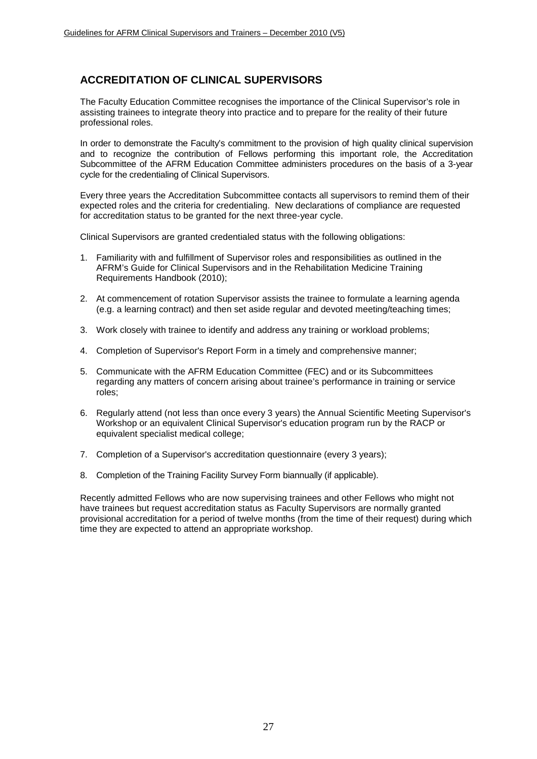## ACCREDITATION OF CLINICAL SUPERVISORS

The Faculty Education Committee recognises the importance of the Clinical Supervisor's role in assisting trainees to integrate theory into practice and to prepare for the reality of their future professional roles.

In order to demonstrate the Faculty's commitment to the provision of high quality clinical supervision and to recognize the contribution of Fellows performing this important role, the Accreditation Subcommittee of the AFRM Education Committee administers procedures on the basis of a 3-year cycle for the credentialing of Clinical Supervisors.

Every three years the Accreditation Subcommittee contacts all supervisors to remind them of their expected roles and the criteria for credentialing. New declarations of compliance are requested for accreditation status to be granted for the next three-year cycle.

Clinical Supervisors are granted credentialed status with the following obligations:

1. Familiarity with and fulfillment of Supervisor roles and responsibilities as outlined in the AFRM's Guide for Clinical Supervisors and in the Rehabilitation Medicine Training Requirements Handbook (2010);

2. At commencement of rotation Supervisor assists the trainee to formulate a learning agenda (e.g. a learning contract) and then set aside regular and devoted meeting/teaching times;

3. Work closely with trainee to identify and address any training or workload problems;

4. Completion of Supervisor's Report Form in a timely and comprehensive manner;

5. Communicate with the AFRM Education Committee (FEC) and or its Subcommittees regarding any matters of concern arising about trainee's performance in training or service roles;

6. Regularly attend (not less than once every 3 years) the Annual Scientific Meeting Supervisor's Workshop or an equivalent Clinical Supervisor's education program run by the RACP or equivalent specialist medical college;

7. Completion of a Supervisor's accreditation questionnaire (every 3 years);

8. Completion of the Training Facility Survey Form biannually (if applicable).

Recently admitted Fellows who are now supervising trainees and other Fellows who might not have trainees but request accreditation status as Faculty Supervisors are normally granted provisional accreditation for a period of twelve months (from the time of their request) during which time they are expected to attend an appropriate workshop.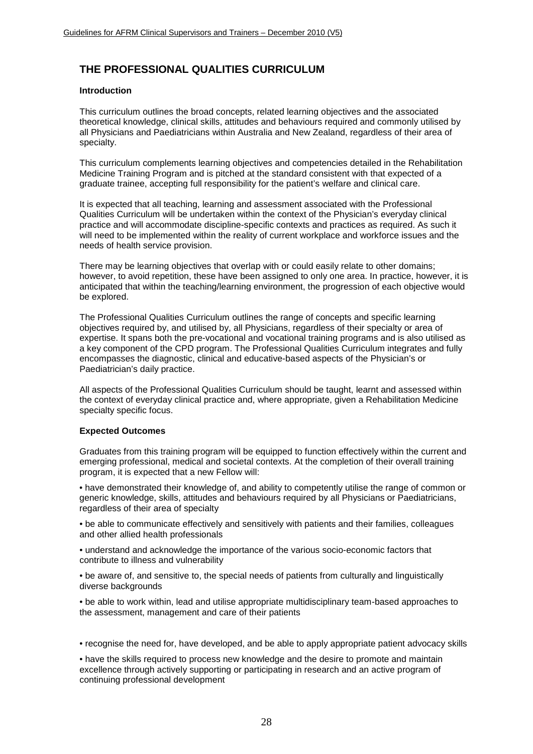## THE PROFESSIONAL QUALITIES CURRICULUM

### Introduction

This curriculum outlines the broad concepts, related learning objectives and the associated theoretical knowledge, clinical skills, attitudes and behaviours required and commonly utilised by all Physicians and Paediatricians within Australia and New Zealand, regardless of their area of specialty.

This curriculum complements learning objectives and competencies detailed in the Rehabilitation Medicine Training Program and is pitched at the standard consistent with that expected of a graduate trainee, accepting full responsibility for the patient's welfare and clinical care.

It is expected that all teaching, learning and assessment associated with the Professional Qualities Curriculum will be undertaken within the context of the Physician's everyday clinical practice and will accommodate discipline-specific contexts and practices as required. As such it will need to be implemented within the reality of current workplace and workforce issues and the needs of health service provision.

There may be learning objectives that overlap with or could easily relate to other domains; however, to avoid repetition, these have been assigned to only one area. In practice, however, it is anticipated that within the teaching/learning environment, the progression of each objective would be explored.

The Professional Qualities Curriculum outlines the range of concepts and specific learning objectives required by, and utilised by, all Physicians, regardless of their specialty or area of expertise. It spans both the pre-vocational and vocational training programs and is also utilised as a key component of the CPD program. The Professional Qualities Curriculum integrates and fully encompasses the diagnostic, clinical and educative-based aspects of the Physician's or Paediatrician's daily practice.

All aspects of the Professional Qualities Curriculum should be taught, learnt and assessed within the context of everyday clinical practice and, where appropriate, given a Rehabilitation Medicine specialty specific focus.

### Expected Outcomes

Graduates from this training program will be equipped to function effectively within the current and emerging professional, medical and societal contexts. At the completion of their overall training program, it is expected that a new Fellow will:

- have demonstrated their knowledge of, and ability to competently utilise the range of common or generic knowledge, skills, attitudes and behaviours required by all Physicians or Paediatricians, regardless of their area of specialty
- be able to communicate effectively and sensitively with patients and their families, colleagues and other allied health professionals
- understand and acknowledge the importance of the various socio-economic factors that contribute to illness and vulnerability
- be aware of, and sensitive to, the special needs of patients from culturally and linguistically diverse backgrounds
- be able to work within, lead and utilise appropriate multidisciplinary team-based approaches to the assessment, management and care of their patients
- recognise the need for, have developed, and be able to apply appropriate patient advocacy skills
- have the skills required to process new knowledge and the desire to promote and maintain excellence through actively supporting or participating in research and an active program of continuing professional development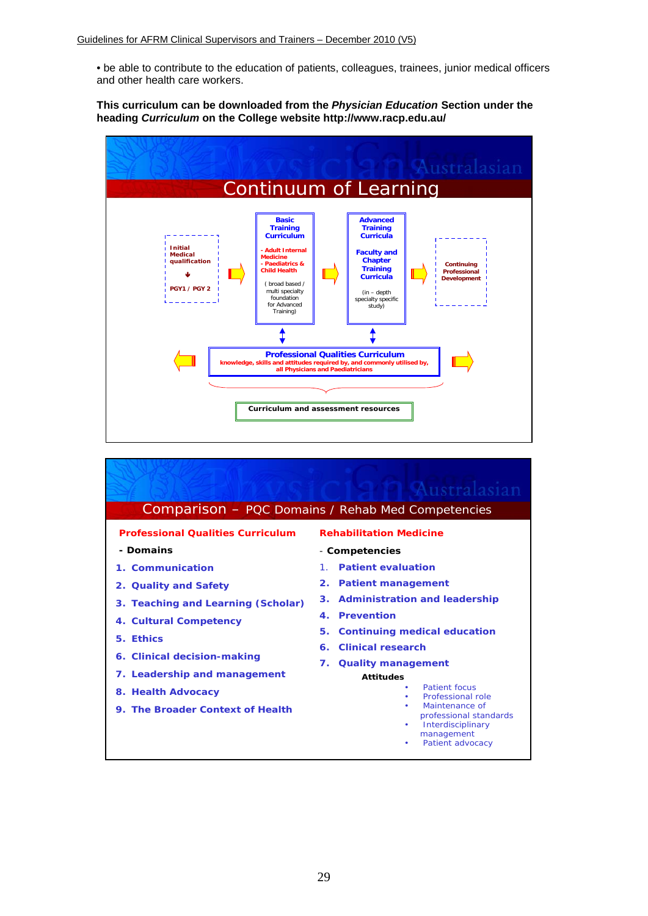• be able to contribute to the education of patients, colleagues, trainees, junior medical officers and other health care workers.

**This curriculum can be downloaded from the *Physician Education* Section under the heading *Curriculum* on the College website http://www.racp.edu.au/**

## Continuum of Learning

Initial Medical qualification

PGY1 / PGY 2

Basic Training Curriculum

- Adult Internal Medicine
- Paediatrics & Child Health

( broad based / multi specialty foundation for Advanced Training)

Advanced Training Curricula

Faculty and Chapter Training Curricula

(in – depth specialty specific study)

Continuing Professional Development

Professional Qualities Curriculum

knowledge, skills and attitudes required by, and commonly utilised by, all Physicians and Paediatricians

Curriculum and assessment resources

## Comparison – PQC Domains / Rehab Med Competencies

**Professional Qualities Curriculum**

**- Domains**

1. **Communication**
2. **Quality and Safety**
3. **Teaching and Learning (Scholar)**
4. **Cultural Competency**
5. **Ethics**
6. **Clinical decision-making**
7. **Leadership and management**
8. **Health Advocacy**
9. **The Broader Context of Health**

**Rehabilitation Medicine**

**- Competencies**

1. **Patient evaluation**
2. **Patient management**
3. **Administration and leadership**
4. **Prevention**
5. **Continuing medical education**
6. **Clinical research**
7. **Quality management**

**Attitudes**

- Patient focus
- Professional role
- Maintenance of professional standards
- Interdisciplinary management
- Patient advocacy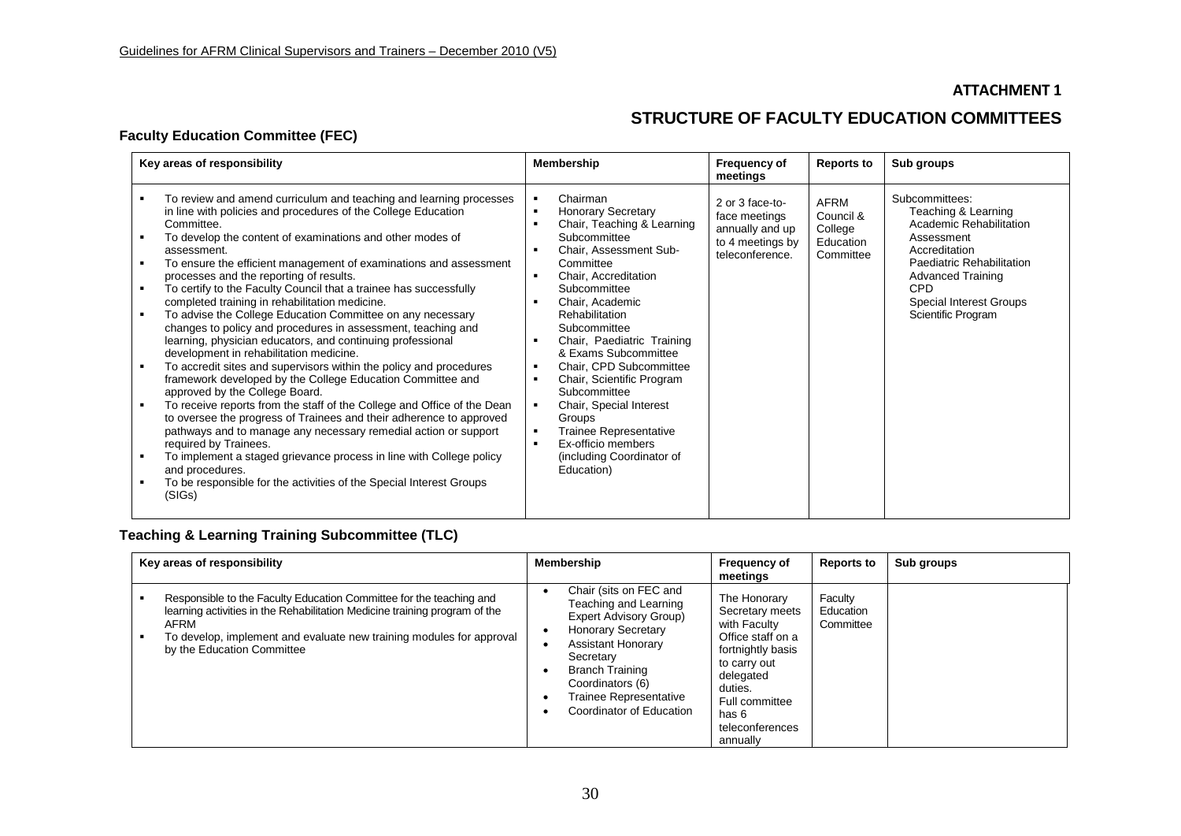## ATTACHMENT 1

## STRUCTURE OF FACULTY EDUCATION COMMITTEES

### Faculty Education Committee (FEC)

| Key areas of responsibility | Membership | Frequency of meetings | Reports to | Sub groups |
|---|---|---|---|---|
| ▪ To review and amend curriculum and teaching and learning processes in line with policies and procedures of the College Education Committee.<br>▪ To develop the content of examinations and other modes of assessment.<br>▪ To ensure the efficient management of examinations and assessment processes and the reporting of results.<br>▪ To certify to the Faculty Council that a trainee has successfully completed training in rehabilitation medicine.<br>▪ To advise the College Education Committee on any necessary changes to policy and procedures in assessment, teaching and learning, physician educators, and continuing professional development in rehabilitation medicine.<br>▪ To accredit sites and supervisors within the policy and procedures framework developed by the College Education Committee and approved by the College Board.<br>▪ To receive reports from the staff of the College and Office of the Dean to oversee the progress of Trainees and their adherence to approved pathways and to manage any necessary remedial action or support required by Trainees.<br>▪ To implement a staged grievance process in line with College policy and procedures.<br>▪ To be responsible for the activities of the Special Interest Groups (SIGs) | ▪ Chairman<br>▪ Honorary Secretary<br>▪ Chair, Teaching & Learning Subcommittee<br>▪ Chair, Assessment Sub-Committee<br>▪ Chair, Accreditation Subcommittee<br>▪ Chair, Academic Rehabilitation Subcommittee<br>▪ Chair, Paediatric Training & Exams Subcommittee<br>▪ Chair, CPD Subcommittee<br>▪ Chair, Scientific Program Subcommittee<br>▪ Chair, Special Interest Groups<br>▪ Trainee Representative<br>▪ Ex-officio members (including Coordinator of Education) | 2 or 3 face-to-face meetings annually and up to 4 meetings by teleconference. | AFRM Council & College Education Committee | Subcommittees:<br>Teaching & Learning<br>Academic Rehabilitation<br>Assessment<br>Accreditation<br>Paediatric Rehabilitation<br>Advanced Training<br>CPD<br>Special Interest Groups<br>Scientific Program |

### Teaching & Learning Training Subcommittee (TLC)

| Key areas of responsibility | Membership | Frequency of meetings | Reports to | Sub groups |
|---|---|---|---|---|
| ▪ Responsible to the Faculty Education Committee for the teaching and learning activities in the Rehabilitation Medicine training program of the AFRM<br>▪ To develop, implement and evaluate new training modules for approval by the Education Committee | • Chair (sits on FEC and Teaching and Learning Expert Advisory Group)<br>• Honorary Secretary<br>• Assistant Honorary Secretary<br>• Branch Training Coordinators (6)<br>• Trainee Representative<br>• Coordinator of Education | The Honorary Secretary meets with Faculty Office staff on a fortnightly basis to carry out delegated duties.<br>Full committee has 6 teleconferences annually | Faculty Education Committee | |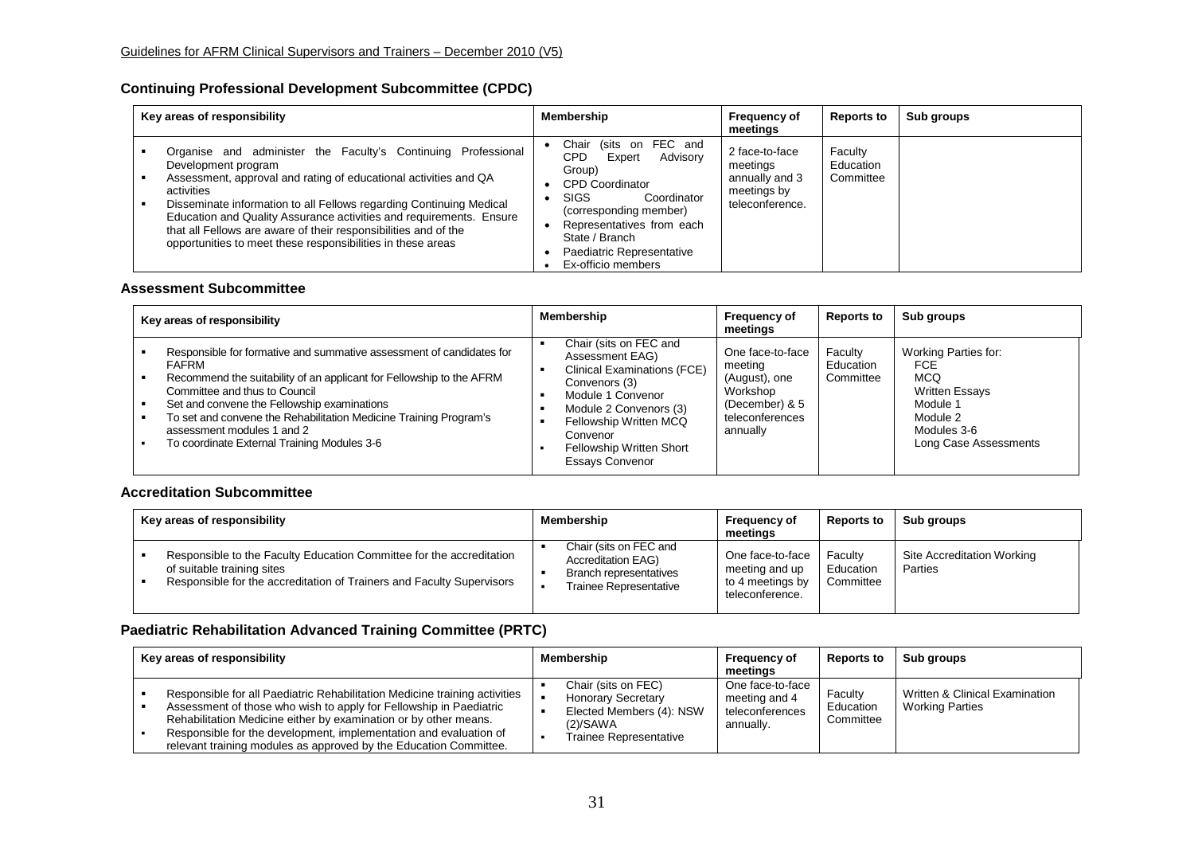## Continuing Professional Development Subcommittee (CPDC)

| Key areas of responsibility | Membership | Frequency of meetings | Reports to | Sub groups |
|---|---|---|---|---|
| ▪ Organise and administer the Faculty's Continuing Professional Development program<br>▪ Assessment, approval and rating of educational activities and QA activities<br>▪ Disseminate information to all Fellows regarding Continuing Medical Education and Quality Assurance activities and requirements. Ensure that all Fellows are aware of their responsibilities and of the opportunities to meet these responsibilities in these areas | • Chair (sits on FEC and CPD Expert Advisory Group)<br>• CPD Coordinator<br>• SIGS Coordinator (corresponding member)<br>• Representatives from each State / Branch<br>• Paediatric Representative<br>• Ex-officio members | 2 face-to-face meetings annually and 3 meetings by teleconference. | Faculty Education Committee | |

## Assessment Subcommittee

| Key areas of responsibility | Membership | Frequency of meetings | Reports to | Sub groups |
|---|---|---|---|---|
| ▪ Responsible for formative and summative assessment of candidates for FAFRM<br>▪ Recommend the suitability of an applicant for Fellowship to the AFRM Committee and thus to Council<br>▪ Set and convene the Fellowship examinations<br>▪ To set and convene the Rehabilitation Medicine Training Program's assessment modules 1 and 2<br>▪ To coordinate External Training Modules 3-6 | ▪ Chair (sits on FEC and Assessment EAG)<br>▪ Clinical Examinations (FCE) Convenors (3)<br>▪ Module 1 Convenor<br>▪ Module 2 Convenors (3)<br>▪ Fellowship Written MCQ Convenor<br>▪ Fellowship Written Short Essays Convenor | One face-to-face meeting (August), one Workshop (December) & 5 teleconferences annually | Faculty Education Committee | Working Parties for:<br>FCE<br>MCQ<br>Written Essays<br>Module 1<br>Module 2<br>Modules 3-6<br>Long Case Assessments |

## Accreditation Subcommittee

| Key areas of responsibility | Membership | Frequency of meetings | Reports to | Sub groups |
|---|---|---|---|---|
| ▪ Responsible to the Faculty Education Committee for the accreditation of suitable training sites<br>▪ Responsible for the accreditation of Trainers and Faculty Supervisors | ▪ Chair (sits on FEC and Accreditation EAG)<br>▪ Branch representatives<br>▪ Trainee Representative | One face-to-face meeting and up to 4 meetings by teleconference. | Faculty Education Committee | Site Accreditation Working Parties |

## Paediatric Rehabilitation Advanced Training Committee (PRTC)

| Key areas of responsibility | Membership | Frequency of meetings | Reports to | Sub groups |
|---|---|---|---|---|
| ▪ Responsible for all Paediatric Rehabilitation Medicine training activities<br>▪ Assessment of those who wish to apply for Fellowship in Paediatric Rehabilitation Medicine either by examination or by other means.<br>▪ Responsible for the development, implementation and evaluation of relevant training modules as approved by the Education Committee. | ▪ Chair (sits on FEC)<br>▪ Honorary Secretary<br>▪ Elected Members (4): NSW (2)/SAWA<br>▪ Trainee Representative | One face-to-face meeting and 4 teleconferences annually. | Faculty Education Committee | Written & Clinical Examination Working Parties |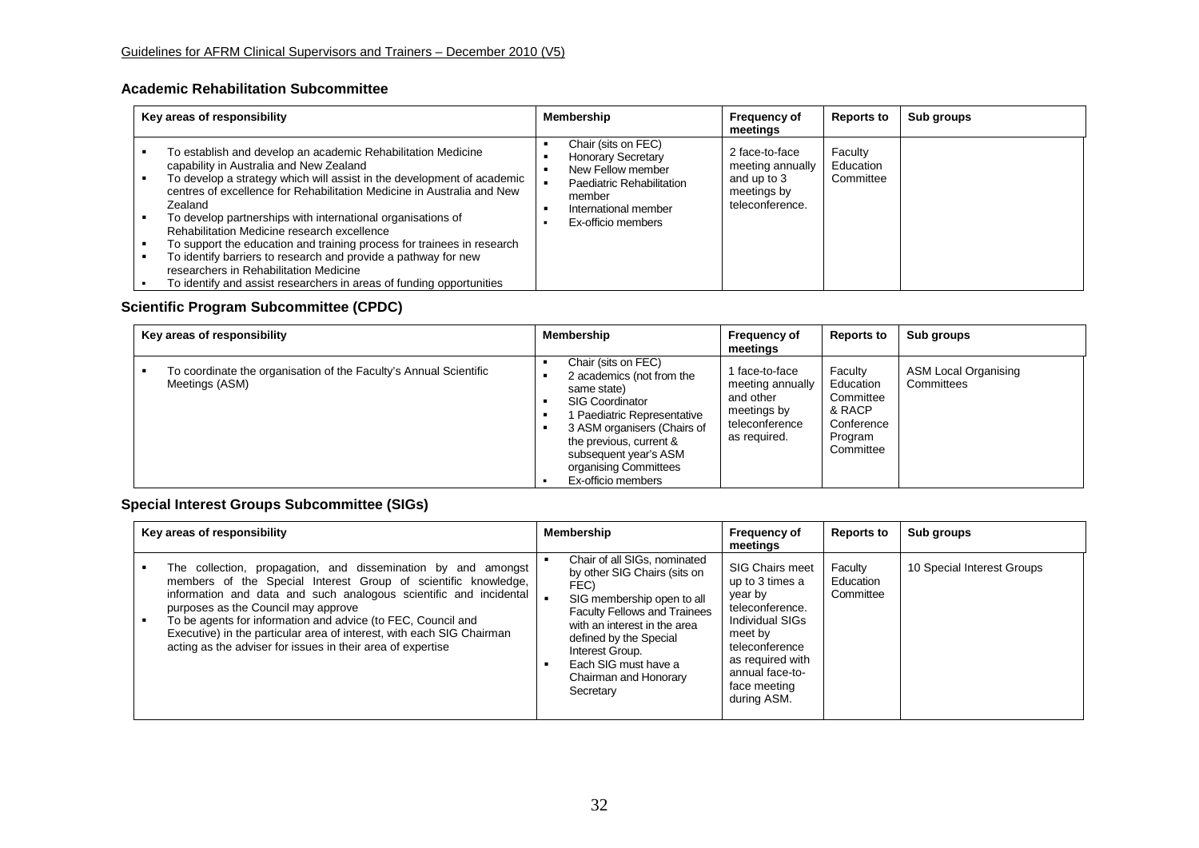### Academic Rehabilitation Subcommittee

| Key areas of responsibility | Membership | Frequency of meetings | Reports to | Sub groups |
|---|---|---|---|---|
| ▪ To establish and develop an academic Rehabilitation Medicine capability in Australia and New Zealand<br>▪ To develop a strategy which will assist in the development of academic centres of excellence for Rehabilitation Medicine in Australia and New Zealand<br>▪ To develop partnerships with international organisations of Rehabilitation Medicine research excellence<br>▪ To support the education and training process for trainees in research<br>▪ To identify barriers to research and provide a pathway for new researchers in Rehabilitation Medicine<br>▪ To identify and assist researchers in areas of funding opportunities | ▪ Chair (sits on FEC)<br>▪ Honorary Secretary<br>▪ New Fellow member<br>▪ Paediatric Rehabilitation member<br>▪ International member<br>▪ Ex-officio members | 2 face-to-face meeting annually and up to 3 meetings by teleconference. | Faculty Education Committee | |

### Scientific Program Subcommittee (CPDC)

| Key areas of responsibility | Membership | Frequency of meetings | Reports to | Sub groups |
|---|---|---|---|---|
| ▪ To coordinate the organisation of the Faculty's Annual Scientific Meetings (ASM) | ▪ Chair (sits on FEC)<br>▪ 2 academics (not from the same state)<br>▪ SIG Coordinator<br>▪ 1 Paediatric Representative<br>▪ 3 ASM organisers (Chairs of the previous, current & subsequent year's ASM organising Committees<br>▪ Ex-officio members | 1 face-to-face meeting annually and other meetings by teleconference as required. | Faculty Education Committee & RACP Conference Program Committee | ASM Local Organising Committees |

### Special Interest Groups Subcommittee (SIGs)

| Key areas of responsibility | Membership | Frequency of meetings | Reports to | Sub groups |
|---|---|---|---|---|
| ▪ The collection, propagation, and dissemination by and amongst members of the Special Interest Group of scientific knowledge, information and data and such analogous scientific and incidental purposes as the Council may approve<br>▪ To be agents for information and advice (to FEC, Council and Executive) in the particular area of interest, with each SIG Chairman acting as the adviser for issues in their area of expertise | ▪ Chair of all SIGs, nominated by other SIG Chairs (sits on FEC)<br>▪ SIG membership open to all Faculty Fellows and Trainees with an interest in the area defined by the Special Interest Group.<br>▪ Each SIG must have a Chairman and Honorary Secretary | SIG Chairs meet up to 3 times a year by teleconference. Individual SIGs meet by teleconference as required with annual face-to-face meeting during ASM. | Faculty Education Committee | 10 Special Interest Groups |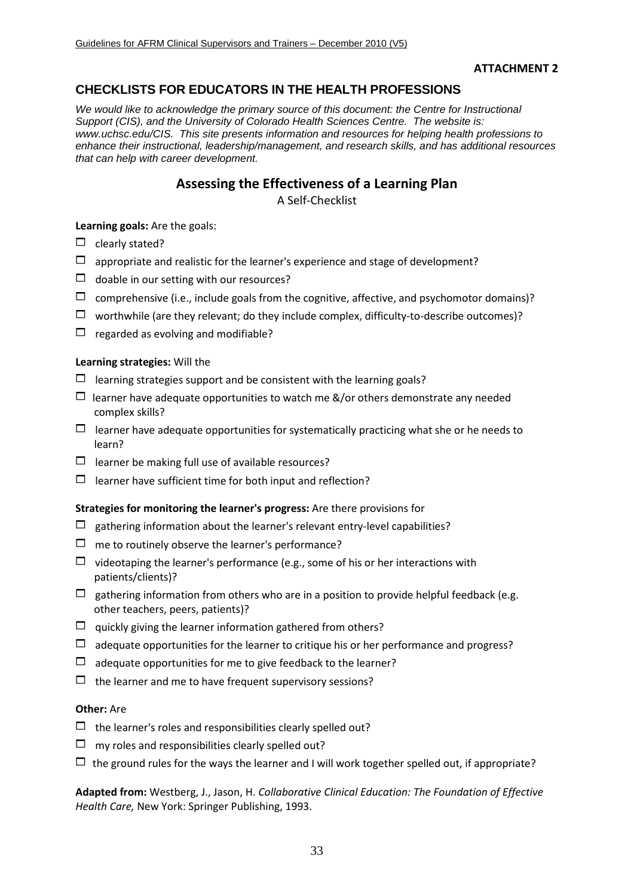**ATTACHMENT 2**

## CHECKLISTS FOR EDUCATORS IN THE HEALTH PROFESSIONS

*We would like to acknowledge the primary source of this document: the Centre for Instructional Support (CIS), and the University of Colorado Health Sciences Centre. The website is: www.uchsc.edu/CIS. This site presents information and resources for helping health professions to enhance their instructional, leadership/management, and research skills, and has additional resources that can help with career development.*

### Assessing the Effectiveness of a Learning Plan

A Self-Checklist

**Learning goals:** Are the goals:

- ☐ clearly stated?
- ☐ appropriate and realistic for the learner's experience and stage of development?
- ☐ doable in our setting with our resources?
- ☐ comprehensive (i.e., include goals from the cognitive, affective, and psychomotor domains)?
- ☐ worthwhile (are they relevant; do they include complex, difficulty-to-describe outcomes)?
- ☐ regarded as evolving and modifiable?

**Learning strategies:** Will the

- ☐ learning strategies support and be consistent with the learning goals?
- ☐ learner have adequate opportunities to watch me &/or others demonstrate any needed complex skills?
- ☐ learner have adequate opportunities for systematically practicing what she or he needs to learn?
- ☐ learner be making full use of available resources?
- ☐ learner have sufficient time for both input and reflection?

**Strategies for monitoring the learner's progress:** Are there provisions for

- ☐ gathering information about the learner's relevant entry-level capabilities?
- ☐ me to routinely observe the learner's performance?
- ☐ videotaping the learner's performance (e.g., some of his or her interactions with patients/clients)?
- ☐ gathering information from others who are in a position to provide helpful feedback (e.g. other teachers, peers, patients)?
- ☐ quickly giving the learner information gathered from others?
- ☐ adequate opportunities for the learner to critique his or her performance and progress?
- ☐ adequate opportunities for me to give feedback to the learner?
- ☐ the learner and me to have frequent supervisory sessions?

**Other:** Are

- ☐ the learner's roles and responsibilities clearly spelled out?
- ☐ my roles and responsibilities clearly spelled out?
- ☐ the ground rules for the ways the learner and I will work together spelled out, if appropriate?

**Adapted from:** Westberg, J., Jason, H. *Collaborative Clinical Education: The Foundation of Effective Health Care,* New York: Springer Publishing, 1993.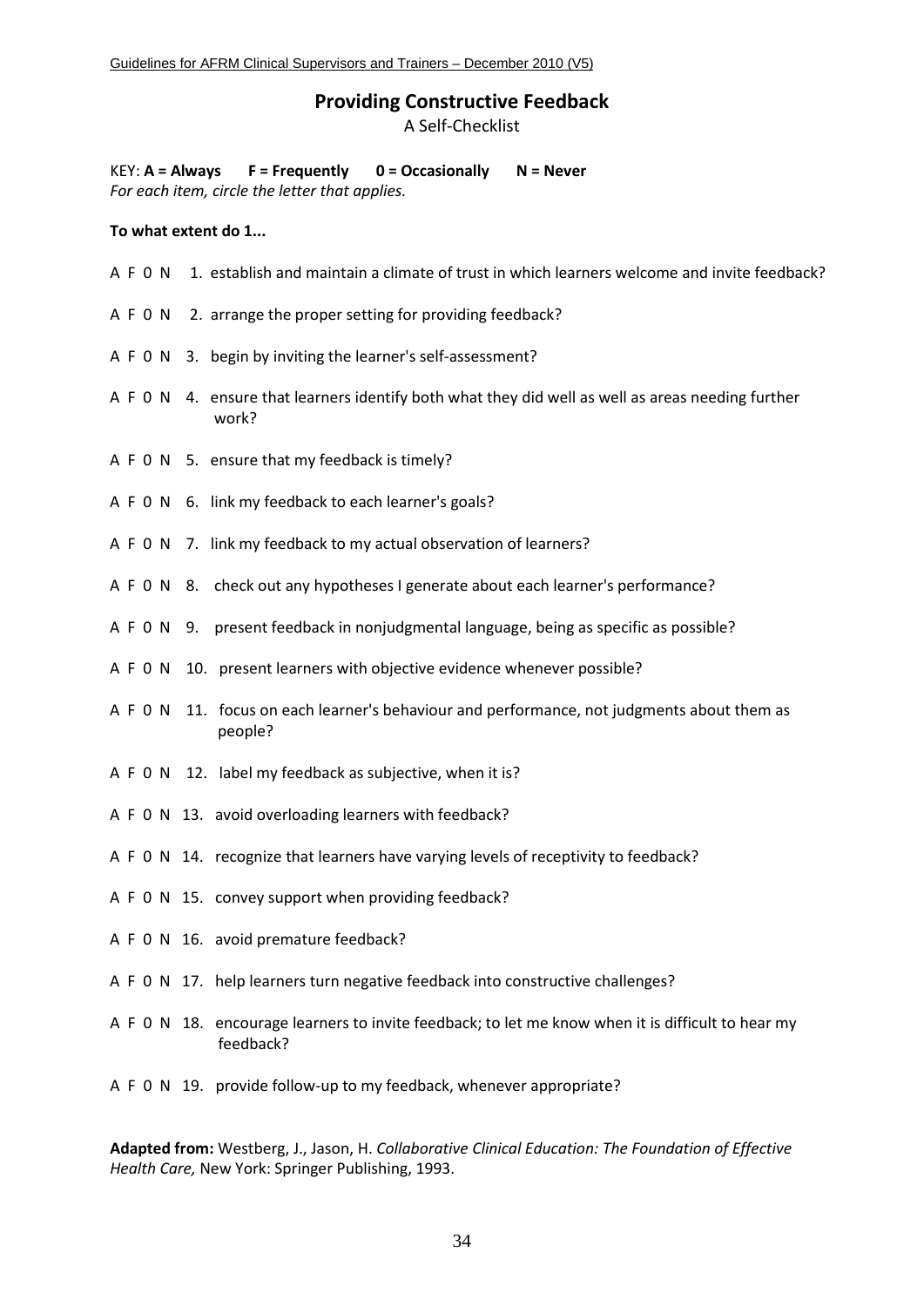## Providing Constructive Feedback

A Self-Checklist

KEY: **A = Always  F = Frequently  0 = Occasionally  N = Never**
*For each item, circle the letter that applies.*

**To what extent do 1...**

A F 0 N  1. establish and maintain a climate of trust in which learners welcome and invite feedback?

A F 0 N  2. arrange the proper setting for providing feedback?

A F 0 N  3. begin by inviting the learner's self-assessment?

A F 0 N  4. ensure that learners identify both what they did well as well as areas needing further work?

A F 0 N  5. ensure that my feedback is timely?

A F 0 N  6. link my feedback to each learner's goals?

A F 0 N  7. link my feedback to my actual observation of learners?

A F 0 N  8. check out any hypotheses I generate about each learner's performance?

A F 0 N  9. present feedback in nonjudgmental language, being as specific as possible?

A F 0 N  10. present learners with objective evidence whenever possible?

A F 0 N  11. focus on each learner's behaviour and performance, not judgments about them as people?

A F 0 N  12. label my feedback as subjective, when it is?

A F 0 N  13. avoid overloading learners with feedback?

A F 0 N  14. recognize that learners have varying levels of receptivity to feedback?

A F 0 N  15. convey support when providing feedback?

A F 0 N  16. avoid premature feedback?

A F 0 N  17. help learners turn negative feedback into constructive challenges?

A F 0 N  18. encourage learners to invite feedback; to let me know when it is difficult to hear my feedback?

A F 0 N  19. provide follow-up to my feedback, whenever appropriate?

**Adapted from:** Westberg, J., Jason, H. *Collaborative Clinical Education: The Foundation of Effective Health Care,* New York: Springer Publishing, 1993.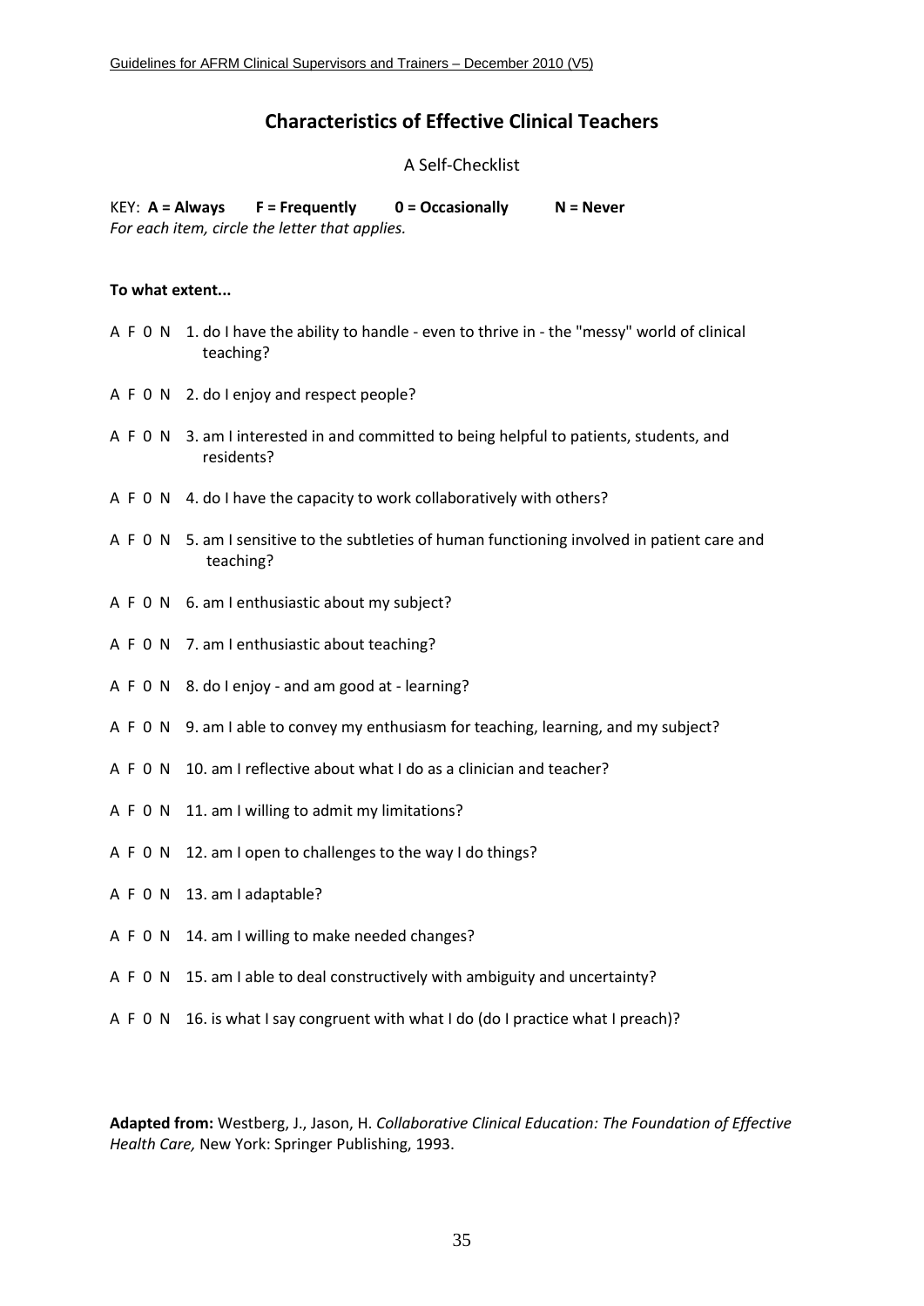## Characteristics of Effective Clinical Teachers

A Self-Checklist

KEY: **A = Always** **F = Frequently** **0 = Occasionally** **N = Never**
*For each item, circle the letter that applies.*

**To what extent...**

A F 0 N 1. do I have the ability to handle - even to thrive in - the "messy" world of clinical teaching?

A F 0 N 2. do I enjoy and respect people?

A F 0 N 3. am I interested in and committed to being helpful to patients, students, and residents?

A F 0 N 4. do I have the capacity to work collaboratively with others?

A F 0 N 5. am I sensitive to the subtleties of human functioning involved in patient care and teaching?

A F 0 N 6. am I enthusiastic about my subject?

A F 0 N 7. am I enthusiastic about teaching?

A F 0 N 8. do I enjoy - and am good at - learning?

A F 0 N 9. am I able to convey my enthusiasm for teaching, learning, and my subject?

A F 0 N 10. am I reflective about what I do as a clinician and teacher?

A F 0 N 11. am I willing to admit my limitations?

A F 0 N 12. am I open to challenges to the way I do things?

A F 0 N 13. am I adaptable?

A F 0 N 14. am I willing to make needed changes?

A F 0 N 15. am I able to deal constructively with ambiguity and uncertainty?

A F 0 N 16. is what I say congruent with what I do (do I practice what I preach)?

**Adapted from:** Westberg, J., Jason, H. *Collaborative Clinical Education: The Foundation of Effective Health Care,* New York: Springer Publishing, 1993.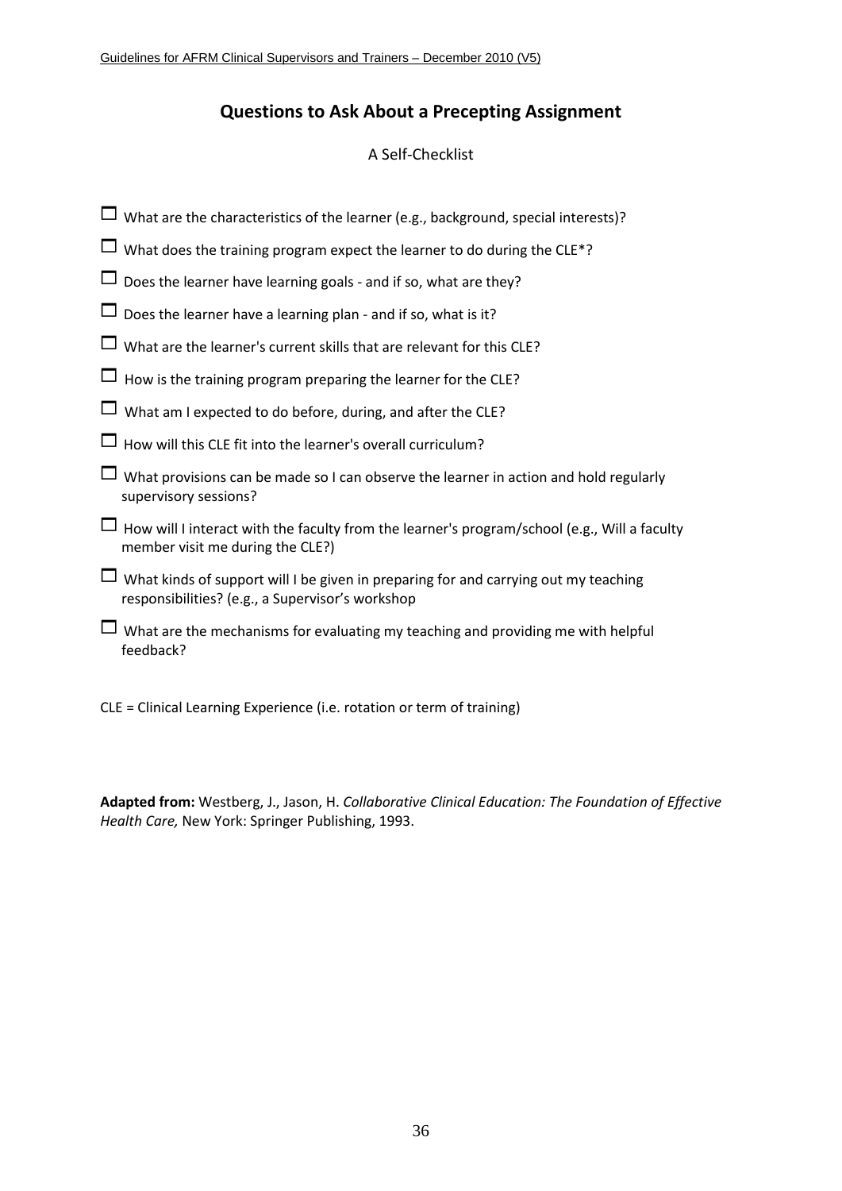## Questions to Ask About a Precepting Assignment

A Self-Checklist

- ☐ What are the characteristics of the learner (e.g., background, special interests)?
- ☐ What does the training program expect the learner to do during the CLE*?
- ☐ Does the learner have learning goals - and if so, what are they?
- ☐ Does the learner have a learning plan - and if so, what is it?
- ☐ What are the learner's current skills that are relevant for this CLE?
- ☐ How is the training program preparing the learner for the CLE?
- ☐ What am I expected to do before, during, and after the CLE?
- ☐ How will this CLE fit into the learner's overall curriculum?
- ☐ What provisions can be made so I can observe the learner in action and hold regularly supervisory sessions?
- ☐ How will I interact with the faculty from the learner's program/school (e.g., Will a faculty member visit me during the CLE?)
- ☐ What kinds of support will I be given in preparing for and carrying out my teaching responsibilities? (e.g., a Supervisor's workshop
- ☐ What are the mechanisms for evaluating my teaching and providing me with helpful feedback?

CLE = Clinical Learning Experience (i.e. rotation or term of training)

**Adapted from:** Westberg, J., Jason, H. *Collaborative Clinical Education: The Foundation of Effective Health Care,* New York: Springer Publishing, 1993.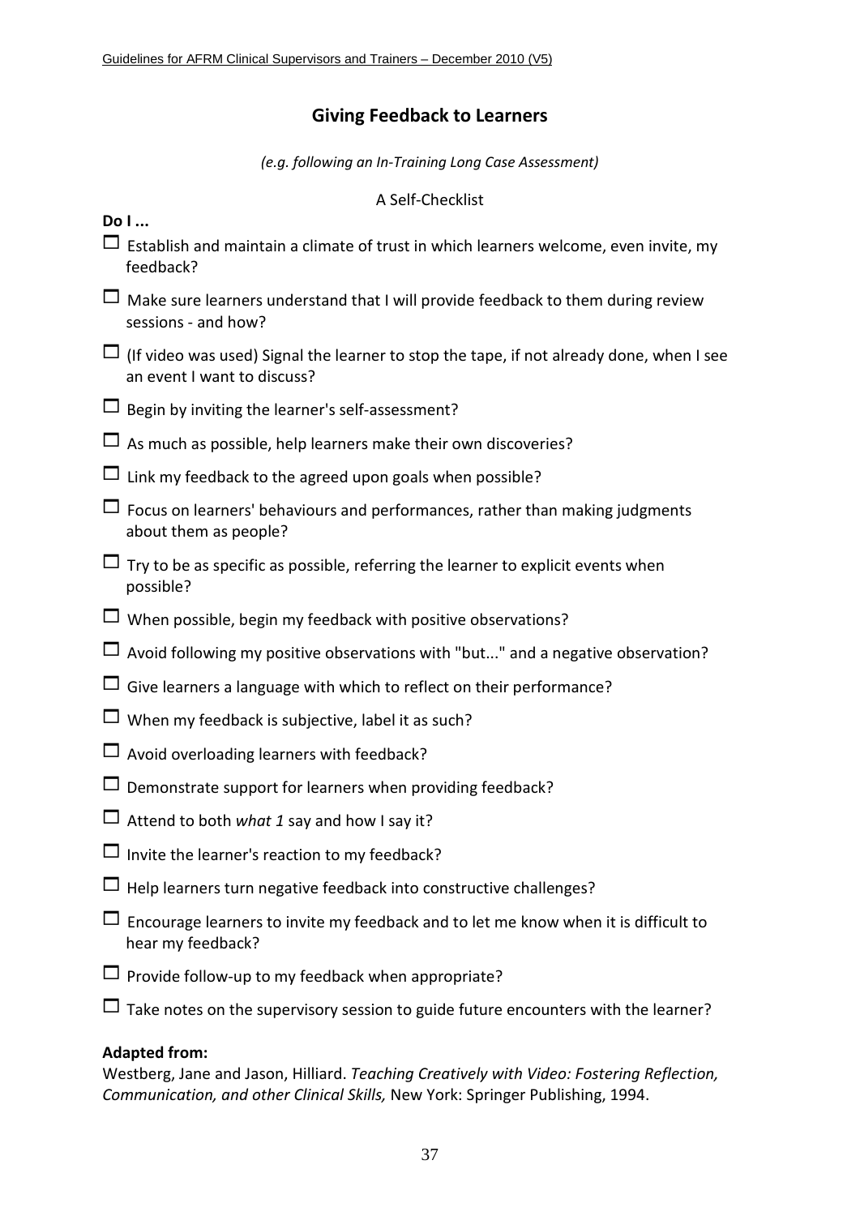## Giving Feedback to Learners

*(e.g. following an In-Training Long Case Assessment)*

A Self-Checklist

**Do I ...**

- ☐ Establish and maintain a climate of trust in which learners welcome, even invite, my feedback?
- ☐ Make sure learners understand that I will provide feedback to them during review sessions - and how?
- ☐ (If video was used) Signal the learner to stop the tape, if not already done, when I see an event I want to discuss?
- ☐ Begin by inviting the learner's self-assessment?
- ☐ As much as possible, help learners make their own discoveries?
- ☐ Link my feedback to the agreed upon goals when possible?
- ☐ Focus on learners' behaviours and performances, rather than making judgments about them as people?
- ☐ Try to be as specific as possible, referring the learner to explicit events when possible?
- ☐ When possible, begin my feedback with positive observations?
- ☐ Avoid following my positive observations with "but..." and a negative observation?
- ☐ Give learners a language with which to reflect on their performance?
- ☐ When my feedback is subjective, label it as such?
- ☐ Avoid overloading learners with feedback?
- ☐ Demonstrate support for learners when providing feedback?
- ☐ Attend to both *what 1* say and how I say it?
- ☐ Invite the learner's reaction to my feedback?
- ☐ Help learners turn negative feedback into constructive challenges?
- ☐ Encourage learners to invite my feedback and to let me know when it is difficult to hear my feedback?
- ☐ Provide follow-up to my feedback when appropriate?
- ☐ Take notes on the supervisory session to guide future encounters with the learner?

**Adapted from:**

Westberg, Jane and Jason, Hilliard. *Teaching Creatively with Video: Fostering Reflection, Communication, and other Clinical Skills,* New York: Springer Publishing, 1994.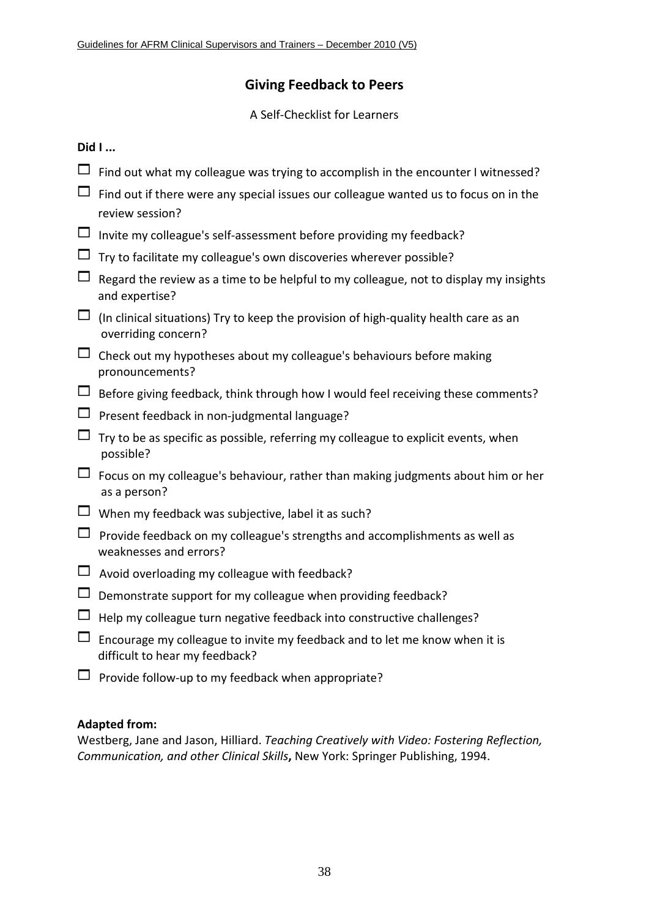# Giving Feedback to Peers

A Self-Checklist for Learners

**Did I ...**

- ☐ Find out what my colleague was trying to accomplish in the encounter I witnessed?
- ☐ Find out if there were any special issues our colleague wanted us to focus on in the review session?
- ☐ Invite my colleague's self-assessment before providing my feedback?
- ☐ Try to facilitate my colleague's own discoveries wherever possible?
- ☐ Regard the review as a time to be helpful to my colleague, not to display my insights and expertise?
- ☐ (In clinical situations) Try to keep the provision of high-quality health care as an overriding concern?
- ☐ Check out my hypotheses about my colleague's behaviours before making pronouncements?
- ☐ Before giving feedback, think through how I would feel receiving these comments?
- ☐ Present feedback in non-judgmental language?
- ☐ Try to be as specific as possible, referring my colleague to explicit events, when possible?
- ☐ Focus on my colleague's behaviour, rather than making judgments about him or her as a person?
- ☐ When my feedback was subjective, label it as such?
- ☐ Provide feedback on my colleague's strengths and accomplishments as well as weaknesses and errors?
- ☐ Avoid overloading my colleague with feedback?
- ☐ Demonstrate support for my colleague when providing feedback?
- ☐ Help my colleague turn negative feedback into constructive challenges?
- ☐ Encourage my colleague to invite my feedback and to let me know when it is difficult to hear my feedback?
- ☐ Provide follow-up to my feedback when appropriate?

**Adapted from:**
Westberg, Jane and Jason, Hilliard. *Teaching Creatively with Video: Fostering Reflection, Communication, and other Clinical Skills***,** New York: Springer Publishing, 1994.